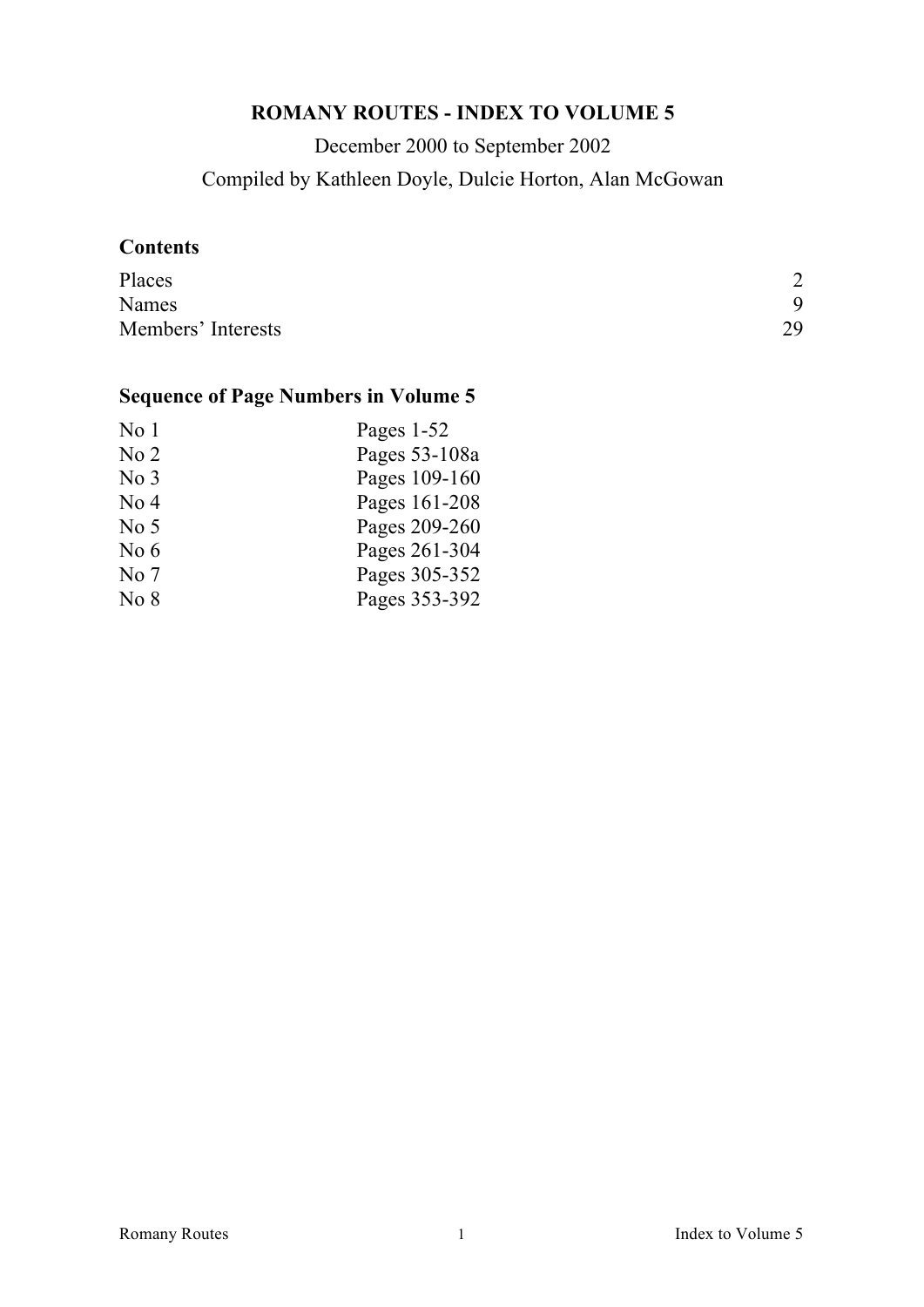# ROMANY ROUTES - INDEX TO VOLUME 5

December 2000 to September 2002

Compiled by Kathleen Doyle, Dulcie Horton, Alan McGowan

## Contents

| | |
|---|---|
| Places | 2 |
| Names | 9 |
| Members' Interests | 29 |

## Sequence of Page Numbers in Volume 5

| | |
|---|---|
| No 1 | Pages 1-52 |
| No 2 | Pages 53-108a |
| No 3 | Pages 109-160 |
| No 4 | Pages 161-208 |
| No 5 | Pages 209-260 |
| No 6 | Pages 261-304 |
| No 7 | Pages 305-352 |
| No 8 | Pages 353-392 |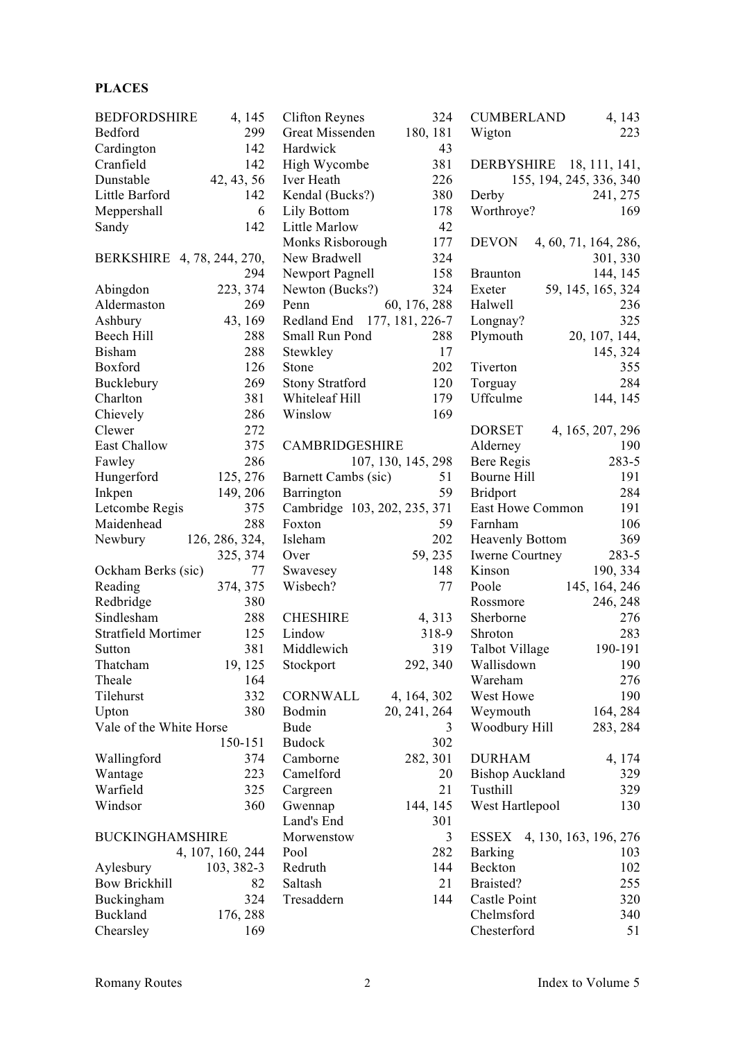**PLACES**

BEDFORDSHIRE 4, 145
Bedford 299
Cardington 142
Cranfield 142
Dunstable 42, 43, 56
Little Barford 142
Meppershall 6
Sandy 142

BERKSHIRE 4, 78, 244, 270, 294
Abingdon 223, 374
Aldermaston 269
Ashbury 43, 169
Beech Hill 288
Bisham 288
Boxford 126
Bucklebury 269
Charlton 381
Chievely 286
Clewer 272
East Challow 375
Fawley 286
Hungerford 125, 276
Inkpen 149, 206
Letcombe Regis 375
Maidenhead 288
Newbury 126, 286, 324, 325, 374
Ockham Berks (sic) 77
Reading 374, 375
Redbridge 380
Sindlesham 288
Stratfield Mortimer 125
Sutton 381
Thatcham 19, 125
Theale 164
Tilehurst 332
Upton 380
Vale of the White Horse 150-151
Wallingford 374
Wantage 223
Warfield 325
Windsor 360

BUCKINGHAMSHIRE 4, 107, 160, 244
Aylesbury 103, 382-3
Bow Brickhill 82
Buckingham 324
Buckland 176, 288
Chearsley 169
Clifton Reynes 324
Great Missenden 180, 181
Hardwick 43
High Wycombe 381
Iver Heath 226
Kendal (Bucks?) 380
Lily Bottom 178
Little Marlow 42
Monks Risborough 177
New Bradwell 324
Newport Pagnell 158
Newton (Bucks?) 324
Penn 60, 176, 288
Redland End 177, 181, 226-7
Small Run Pond 288
Stewkley 17
Stone 202
Stony Stratford 120
Whiteleaf Hill 179
Winslow 169

CAMBRIDGESHIRE 107, 130, 145, 298
Barnett Cambs (sic) 51
Barrington 59
Cambridge 103, 202, 235, 371
Foxton 59
Isleham 202
Over 59, 235
Swavesey 148
Wisbech? 77

CHESHIRE 4, 313
Lindow 318-9
Middlewich 319
Stockport 292, 340

CORNWALL 4, 164, 302
Bodmin 20, 241, 264
Bude 3
Budock 302
Camborne 282, 301
Camelford 20
Cargreen 21
Gwennap 144, 145
Land's End 301
Morwenstow 3
Pool 282
Redruth 144
Saltash 21
Tresaddern 144

CUMBERLAND 4, 143
Wigton 223

DERBYSHIRE 18, 111, 141, 155, 194, 245, 336, 340
Derby 241, 275
Worthroye? 169

DEVON 4, 60, 71, 164, 286, 301, 330
Braunton 144, 145
Exeter 59, 145, 165, 324
Halwell 236
Longnay? 325
Plymouth 20, 107, 144, 145, 324
Tiverton 355
Torguay 284
Uffculme 144, 145

DORSET 4, 165, 207, 296
Alderney 190
Bere Regis 283-5
Bourne Hill 191
Bridport 284
East Howe Common 191
Farnham 106
Heavenly Bottom 369
Iwerne Courtney 283-5
Kinson 190, 334
Poole 145, 164, 246
Rossmore 246, 248
Sherborne 276
Shroton 283
Talbot Village 190-191
Wallisdown 190
Wareham 276
West Howe 190
Weymouth 164, 284
Woodbury Hill 283, 284

DURHAM 4, 174
Bishop Auckland 329
Tusthill 329
West Hartlepool 130

ESSEX 4, 130, 163, 196, 276
Barking 103
Beckton 102
Braisted? 255
Castle Point 320
Chelmsford 340
Chesterford 51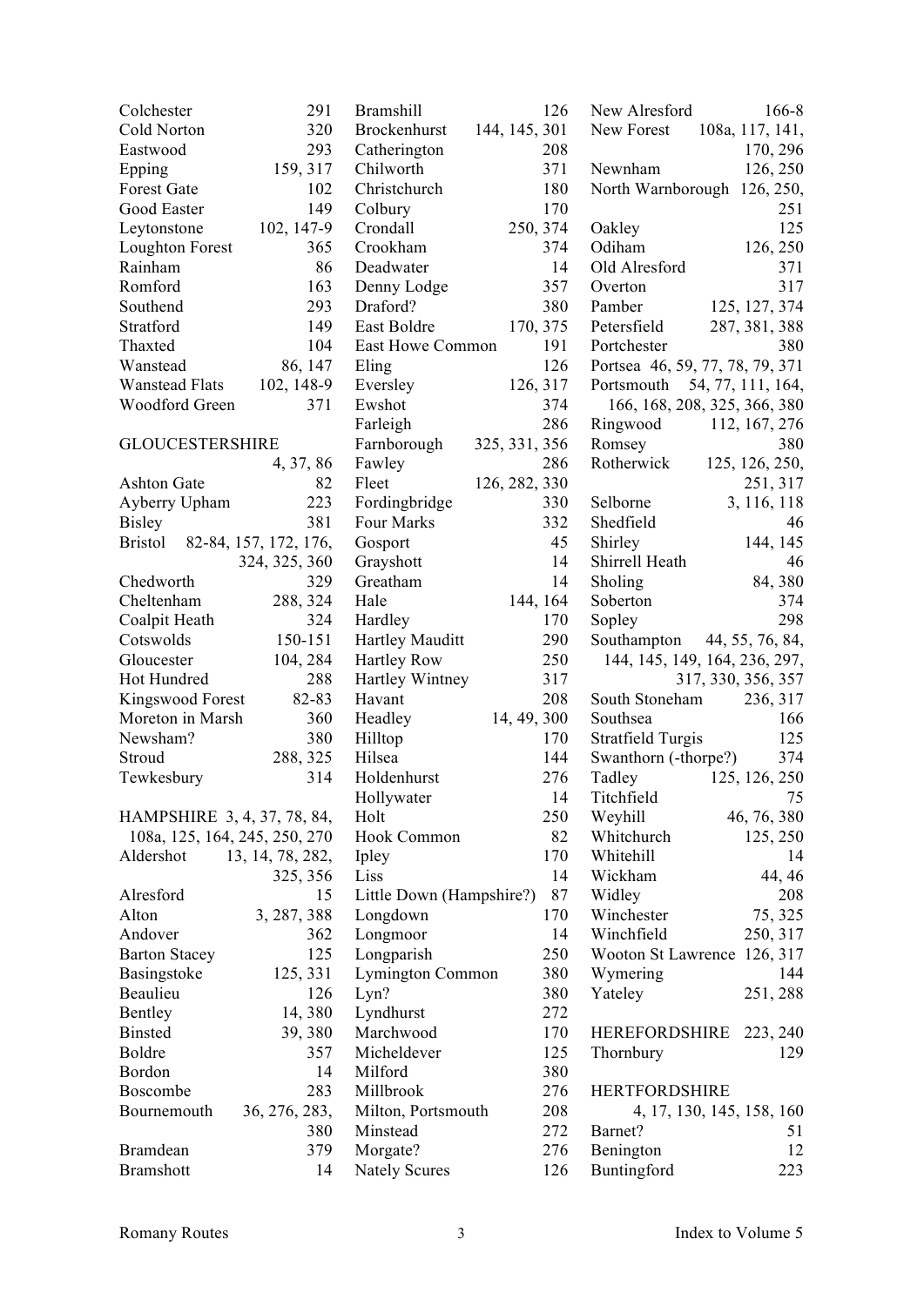Colchester 291
Cold Norton 320
Eastwood 293
Epping 159, 317
Forest Gate 102
Good Easter 149
Leytonstone 102, 147-9
Loughton Forest 365
Rainham 86
Romford 163
Southend 293
Stratford 149
Thaxted 104
Wanstead 86, 147
Wanstead Flats 102, 148-9
Woodford Green 371

GLOUCESTERSHIRE 4, 37, 86
Ashton Gate 82
Ayberry Upham 223
Bisley 381
Bristol 82-84, 157, 172, 176, 324, 325, 360
Chedworth 329
Cheltenham 288, 324
Coalpit Heath 324
Cotswolds 150-151
Gloucester 104, 284
Hot Hundred 288
Kingswood Forest 82-83
Moreton in Marsh 360
Newsham? 380
Stroud 288, 325
Tewkesbury 314

HAMPSHIRE 3, 4, 37, 78, 84, 108a, 125, 164, 245, 250, 270
Aldershot 13, 14, 78, 282, 325, 356
Alresford 15
Alton 3, 287, 388
Andover 362
Barton Stacey 125
Basingstoke 125, 331
Beaulieu 126
Bentley 14, 380
Binsted 39, 380
Boldre 357
Bordon 14
Boscombe 283
Bournemouth 36, 276, 283, 380
Bramdean 379
Bramshott 14
Bramshill 126
Brockenhurst 144, 145, 301
Catherington 208
Chilworth 371
Christchurch 180
Colbury 170
Crondall 250, 374
Crookham 374
Deadwater 14
Denny Lodge 357
Draford? 380
East Boldre 170, 375
East Howe Common 191
Eling 126
Eversley 126, 317
Ewshot 374
Farleigh 286
Farnborough 325, 331, 356
Fawley 286
Fleet 126, 282, 330
Fordingbridge 330
Four Marks 332
Gosport 45
Grayshott 14
Greatham 14
Hale 144, 164
Hardley 170
Hartley Mauditt 290
Hartley Row 250
Hartley Wintney 317
Havant 208
Headley 14, 49, 300
Hilltop 170
Hilsea 144
Holdenhurst 276
Hollywater 14
Holt 250
Hook Common 82
Ipley 170
Liss 14
Little Down (Hampshire?) 87
Longdown 170
Longmoor 14
Longparish 250
Lymington Common 380
Lyn? 380
Lyndhurst 272
Marchwood 170
Micheldever 125
Milford 380
Millbrook 276
Milton, Portsmouth 208
Minstead 272
Morgate? 276
Nately Scures 126
New Alresford 166-8
New Forest 108a, 117, 141, 170, 296
Newnham 126, 250
North Warnborough 126, 250, 251
Oakley 125
Odiham 126, 250
Old Alresford 371
Overton 317
Pamber 125, 127, 374
Petersfield 287, 381, 388
Portchester 380
Portsea 46, 59, 77, 78, 79, 371
Portsmouth 54, 77, 111, 164, 166, 168, 208, 325, 366, 380
Ringwood 112, 167, 276
Romsey 380
Rotherwick 125, 126, 250, 251, 317
Selborne 3, 116, 118
Shedfield 46
Shirley 144, 145
Shirrell Heath 46
Sholing 84, 380
Soberton 374
Sopley 298
Southampton 44, 55, 76, 84, 144, 145, 149, 164, 236, 297, 317, 330, 356, 357
South Stoneham 236, 317
Southsea 166
Stratfield Turgis 125
Swanthorn (-thorpe?) 374
Tadley 125, 126, 250
Titchfield 75
Weyhill 46, 76, 380
Whitchurch 125, 250
Whitehill 14
Wickham 44, 46
Widley 208
Winchester 75, 325
Winchfield 250, 317
Wooton St Lawrence 126, 317
Wymering 144
Yateley 251, 288

HEREFORDSHIRE 223, 240
Thornbury 129

HERTFORDSHIRE 4, 17, 130, 145, 158, 160
Barnet? 51
Benington 12
Buntingford 223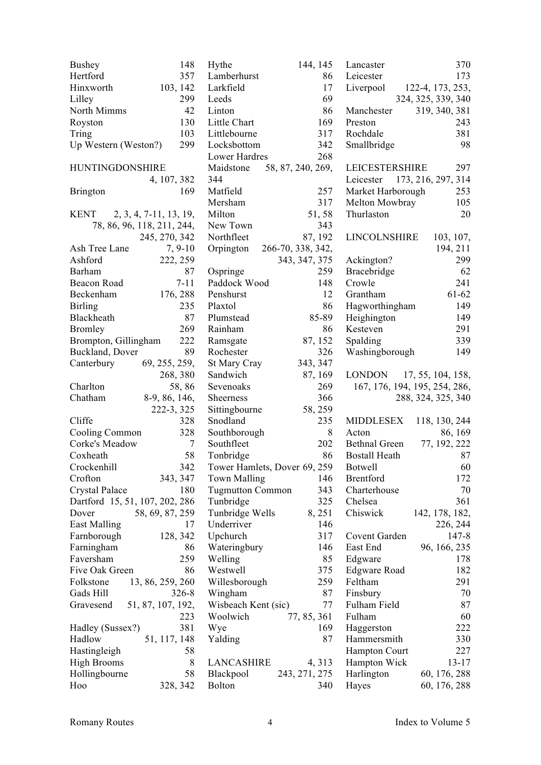Bushey 148
Hertford 357
Hinxworth 103, 142
Lilley 299
North Mimms 42
Royston 130
Tring 103
Up Western (Weston?) 299

HUNTINGDONSHIRE 4, 107, 382
Brington 169

KENT 2, 3, 4, 7-11, 13, 19, 78, 86, 96, 118, 211, 244, 245, 270, 342
Ash Tree Lane 7, 9-10
Ashford 222, 259
Barham 87
Beacon Road 7-11
Beckenham 176, 288
Birling 235
Blackheath 87
Bromley 269
Brompton, Gillingham 222
Buckland, Dover 89
Canterbury 69, 255, 259, 268, 380
Charlton 58, 86
Chatham 8-9, 86, 146, 222-3, 325
Cliffe 328
Cooling Common 328
Corke's Meadow 7
Coxheath 58
Crockenhill 342
Crofton 343, 347
Crystal Palace 180
Dartford 15, 51, 107, 202, 286
Dover 58, 69, 87, 259
East Malling 17
Farnborough 128, 342
Farningham 86
Faversham 259
Five Oak Green 86
Folkstone 13, 86, 259, 260
Gads Hill 326-8
Gravesend 51, 87, 107, 192, 223
Hadley (Sussex?) 381
Hadlow 51, 117, 148
Hastingleigh 58
High Brooms 8
Hollingbourne 58
Hoo 328, 342
Hythe 144, 145
Lamberhurst 86
Larkfield 17
Leeds 69
Linton 86
Little Chart 169
Littlebourne 317
Locksbottom 342
Lower Hardres 268
Maidstone 58, 87, 240, 269, 344
Matfield 257
Mersham 317
Milton 51, 58
New Town 343
Northfleet 87, 192
Orpington 266-70, 338, 342, 343, 347, 375
Ospringe 259
Paddock Wood 148
Penshurst 12
Plaxtol 86
Plumstead 85-89
Rainham 86
Ramsgate 87, 152
Rochester 326
St Mary Cray 343, 347
Sandwich 87, 169
Sevenoaks 269
Sheerness 366
Sittingbourne 58, 259
Snodland 235
Southborough 8
Southfleet 202
Tonbridge 86
Tower Hamlets, Dover 69, 259
Town Malling 146
Tugmutton Common 343
Tunbridge 325
Tunbridge Wells 8, 251
Underriver 146
Upchurch 317
Wateringbury 146
Welling 85
Westwell 375
Willesborough 259
Wingham 87
Wisbeach Kent (sic) 77
Woolwich 77, 85, 361
Wye 169
Yalding 87

LANCASHIRE 4, 313
Blackpool 243, 271, 275
Bolton 340
Lancaster 370
Leicester 173
Liverpool 122-4, 173, 253, 324, 325, 339, 340
Manchester 319, 340, 381
Preston 243
Rochdale 381
Smallbridge 98

LEICESTERSHIRE 297
Leicester 173, 216, 297, 314
Market Harborough 253
Melton Mowbray 105
Thurlaston 20

LINCOLNSHIRE 103, 107, 194, 211
Ackington? 299
Bracebridge 62
Crowle 241
Grantham 61-62
Hagworthingham 149
Heighington 149
Kesteven 291
Spalding 339
Washingborough 149

LONDON 17, 55, 104, 158, 167, 176, 194, 195, 254, 286, 288, 324, 325, 340

MIDDLESEX 118, 130, 244
Acton 86, 169
Bethnal Green 77, 192, 222
Bostall Heath 87
Botwell 60
Brentford 172
Charterhouse 70
Chelsea 361
Chiswick 142, 178, 182, 226, 244
Covent Garden 147-8
East End 96, 166, 235
Edgware 178
Edgware Road 182
Feltham 291
Finsbury 70
Fulham Field 87
Fulham 60
Haggerston 222
Hammersmith 330
Hampton Court 227
Hampton Wick 13-17
Harlington 60, 176, 288
Hayes 60, 176, 288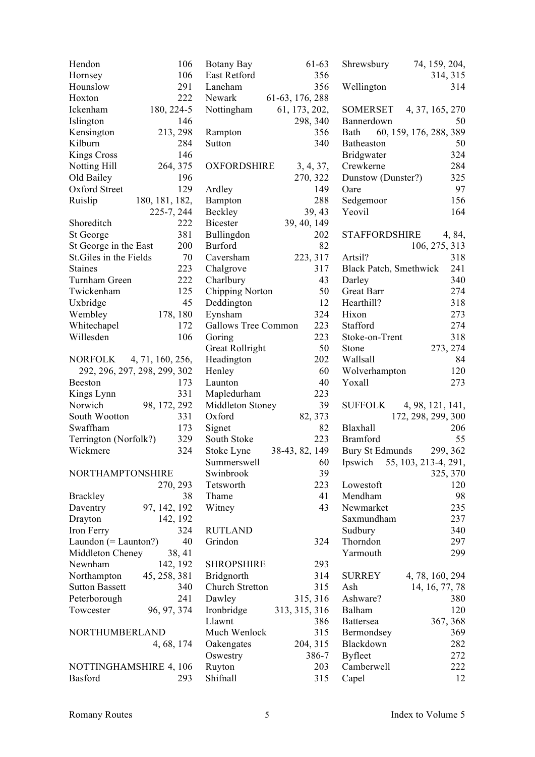Hendon 106
Hornsey 106
Hounslow 291
Hoxton 222
Ickenham 180, 224-5
Islington 146
Kensington 213, 298
Kilburn 284
Kings Cross 146
Notting Hill 264, 375
Old Bailey 196
Oxford Street 129
Ruislip 180, 181, 182, 225-7, 244
Shoreditch 222
St George 381
St George in the East 200
St.Giles in the Fields 70
Staines 223
Turnham Green 222
Twickenham 125
Uxbridge 45
Wembley 178, 180
Whitechapel 172
Willesden 106

NORFOLK 4, 71, 160, 256, 292, 296, 297, 298, 299, 302
Beeston 173
Kings Lynn 331
Norwich 98, 172, 292
South Wootton 331
Swaffham 173
Terrington (Norfolk?) 329
Wickmere 324

NORTHAMPTONSHIRE 270, 293
Brackley 38
Daventry 97, 142, 192
Drayton 142, 192
Iron Ferry 324
Laundon (= Launton?) 40
Middleton Cheney 38, 41
Newnham 142, 192
Northampton 45, 258, 381
Sutton Bassett 340
Peterborough 241
Towcester 96, 97, 374

NORTHUMBERLAND 4, 68, 174

NOTTINGHAMSHIRE 4, 106
Basford 293
Botany Bay 61-63
East Retford 356
Laneham 356
Newark 61-63, 176, 288
Nottingham 61, 173, 202, 298, 340
Rampton 356
Sutton 340

OXFORDSHIRE 3, 4, 37, 270, 322
Ardley 149
Bampton 288
Beckley 39, 43
Bicester 39, 40, 149
Bullingdon 202
Burford 82
Caversham 223, 317
Chalgrove 317
Charlbury 43
Chipping Norton 50
Deddington 12
Eynsham 324
Gallows Tree Common 223
Goring 223
Great Rollright 50
Headington 202
Henley 60
Launton 40
Mapledurham 223
Middleton Stoney 39
Oxford 82, 373
Signet 82
South Stoke 223
Stoke Lyne 38-43, 82, 149
Summerswell 60
Swinbrook 39
Tetsworth 223
Thame 41
Witney 43

RUTLAND
Grindon 324

SHROPSHIRE 293
Bridgnorth 314
Church Stretton 315
Dawley 315, 316
Ironbridge 313, 315, 316
Llawnt 386
Much Wenlock 315
Oakengates 204, 315
Oswestry 386-7
Ruyton 203
Shifnall 315
Shrewsbury 74, 159, 204, 314, 315
Wellington 314

SOMERSET 4, 37, 165, 270
Bannerdown 50
Bath 60, 159, 176, 288, 389
Batheaston 50
Bridgwater 324
Crewkerne 284
Dunstow (Dunster?) 325
Oare 97
Sedgemoor 156
Yeovil 164

STAFFORDSHIRE 4, 84, 106, 275, 313
Artsil? 318
Black Patch, Smethwick 241
Darley 340
Great Barr 274
Hearthill? 318
Hixon 273
Stafford 274
Stoke-on-Trent 318
Stone 273, 274
Wallsall 84
Wolverhampton 120
Yoxall 273

SUFFOLK 4, 98, 121, 141, 172, 298, 299, 300
Blaxhall 206
Bramford 55
Bury St Edmunds 299, 362
Ipswich 55, 103, 213-4, 291, 325, 370
Lowestoft 120
Mendham 98
Newmarket 235
Saxmundham 237
Sudbury 340
Thorndon 297
Yarmouth 299

SURREY 4, 78, 160, 294
Ash 14, 16, 77, 78
Ashware? 380
Balham 120
Battersea 367, 368
Bermondsey 369
Blackdown 282
Byfleet 272
Camberwell 222
Capel 12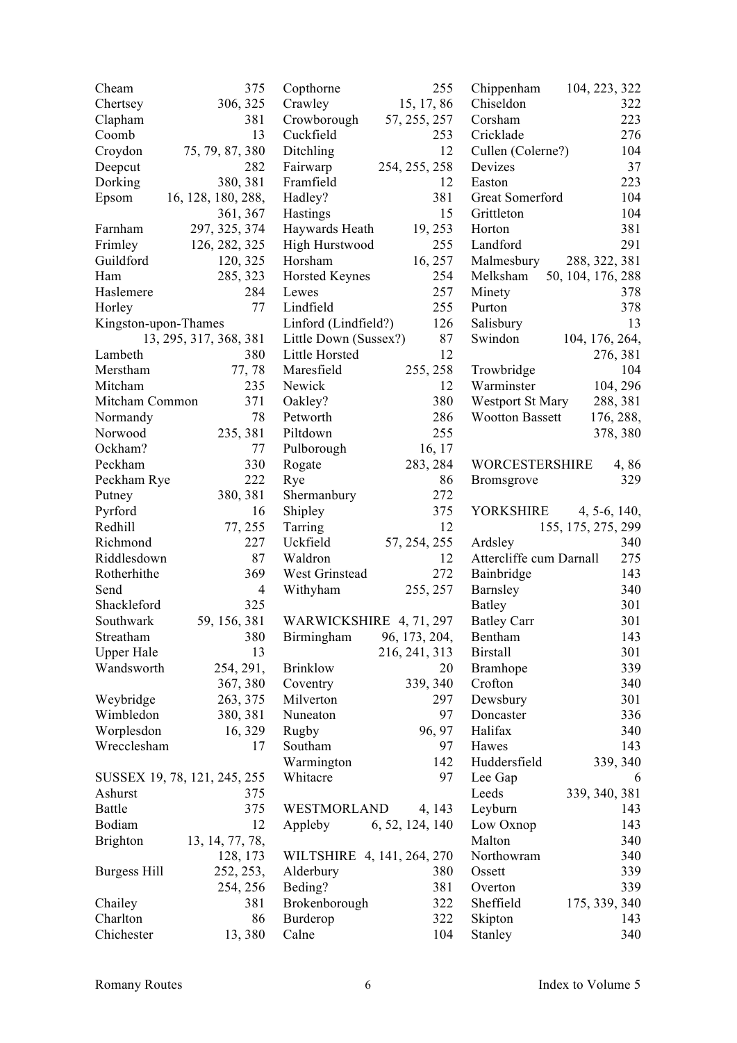Cheam 375
Chertsey 306, 325
Clapham 381
Coomb 13
Croydon 75, 79, 87, 380
Deepcut 282
Dorking 380, 381
Epsom 16, 128, 180, 288, 361, 367
Farnham 297, 325, 374
Frimley 126, 282, 325
Guildford 120, 325
Ham 285, 323
Haslemere 284
Horley 77
Kingston-upon-Thames 13, 295, 317, 368, 381
Lambeth 380
Merstham 77, 78
Mitcham 235
Mitcham Common 371
Normandy 78
Norwood 235, 381
Ockham? 77
Peckham 330
Peckham Rye 222
Putney 380, 381
Pyrford 16
Redhill 77, 255
Richmond 227
Riddlesdown 87
Rotherhithe 369
Send 4
Shackleford 325
Southwark 59, 156, 381
Streatham 380
Upper Hale 13
Wandsworth 254, 291, 367, 380
Weybridge 263, 375
Wimbledon 380, 381
Worplesdon 16, 329
Wrecclesham 17

SUSSEX 19, 78, 121, 245, 255
Ashurst 375
Battle 375
Bodiam 12
Brighton 13, 14, 77, 78, 128, 173
Burgess Hill 252, 253, 254, 256
Chailey 381
Charlton 86
Chichester 13, 380
Copthorne 255
Crawley 15, 17, 86
Crowborough 57, 255, 257
Cuckfield 253
Ditchling 12
Fairwarp 254, 255, 258
Framfield 12
Hadley? 381
Hastings 15
Haywards Heath 19, 253
High Hurstwood 255
Horsham 16, 257
Horsted Keynes 254
Lewes 257
Lindfield 255
Linford (Lindfield?) 126
Little Down (Sussex?) 87
Little Horsted 12
Maresfield 255, 258
Newick 12
Oakley? 380
Petworth 286
Piltdown 255
Pulborough 16, 17
Rogate 283, 284
Rye 86
Shermanbury 272
Shipley 375
Tarring 12
Uckfield 57, 254, 255
Waldron 12
West Grinstead 272
Withyham 255, 257

WARWICKSHIRE 4, 71, 297
Birmingham 96, 173, 204, 216, 241, 313
Brinklow 20
Coventry 339, 340
Milverton 297
Nuneaton 97
Rugby 96, 97
Southam 97
Warmington 142
Whitacre 97

WESTMORLAND 4, 143
Appleby 6, 52, 124, 140

WILTSHIRE 4, 141, 264, 270
Alderbury 380
Beding? 381
Brokenborough 322
Burderop 322
Calne 104
Chippenham 104, 223, 322
Chiseldon 322
Corsham 223
Cricklade 276
Cullen (Colerne?) 104
Devizes 37
Easton 223
Great Somerford 104
Grittleton 104
Horton 381
Landford 291
Malmesbury 288, 322, 381
Melksham 50, 104, 176, 288
Minety 378
Purton 378
Salisbury 13
Swindon 104, 176, 264, 276, 381
Trowbridge 104
Warminster 104, 296
Westport St Mary 288, 381
Wootton Bassett 176, 288, 378, 380

WORCESTERSHIRE 4, 86
Bromsgrove 329

YORKSHIRE 4, 5-6, 140, 155, 175, 275, 299
Ardsley 340
Attercliffe cum Darnall 275
Bainbridge 143
Barnsley 340
Batley 301
Batley Carr 301
Bentham 143
Birstall 301
Bramhope 339
Crofton 340
Dewsbury 301
Doncaster 336
Halifax 340
Hawes 143
Huddersfield 339, 340
Lee Gap 6
Leeds 339, 340, 381
Leyburn 143
Low Oxnop 143
Malton 340
Northowram 340
Ossett 339
Overton 339
Sheffield 175, 339, 340
Skipton 143
Stanley 340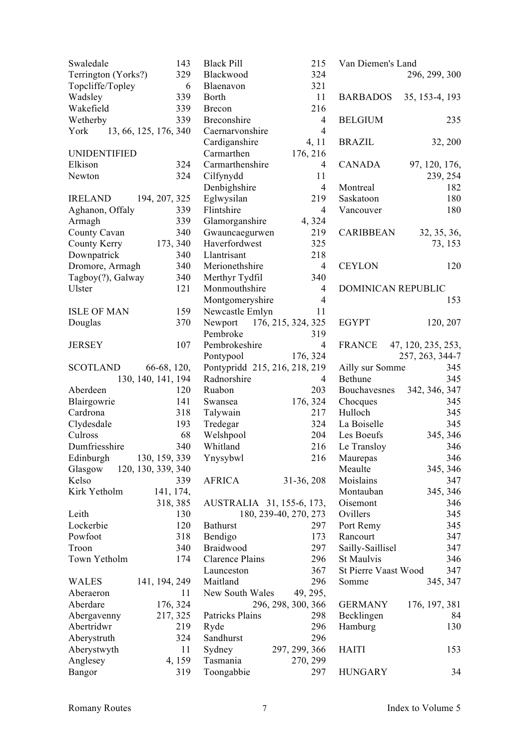Swaledale 143
Terrington (Yorks?) 329
Topcliffe/Topley 6
Wadsley 339
Wakefield 339
Wetherby 339
York 13, 66, 125, 176, 340

UNIDENTIFIED
Elkison 324
Newton 324

IRELAND 194, 207, 325
Aghanon, Offaly 339
Armagh 339
County Cavan 340
County Kerry 173, 340
Downpatrick 340
Dromore, Armagh 340
Tagboy(?), Galway 340
Ulster 121

ISLE OF MAN 159
Douglas 370

JERSEY 107

SCOTLAND 66-68, 120, 130, 140, 141, 194
Aberdeen 120
Blairgowrie 141
Cardrona 318
Clydesdale 193
Culross 68
Dumfriesshire 340
Edinburgh 130, 159, 339
Glasgow 120, 130, 339, 340
Kelso 339
Kirk Yetholm 141, 174, 318, 385
Leith 130
Lockerbie 120
Powfoot 318
Troon 340
Town Yetholm 174

WALES 141, 194, 249
Aberaeron 11
Aberdare 176, 324
Abergavenny 217, 325
Abertridwr 219
Aberystruth 324
Aberystwyth 11
Anglesey 4, 159
Bangor 319
Black Pill 215
Blackwood 324
Blaenavon 321
Borth 11
Brecon 216
Breconshire 4
Caernarvonshire 4
Cardiganshire 4, 11
Carmarthen 176, 216
Carmarthenshire 4
Cilfynydd 11
Denbighshire 4
Eglwysilan 219
Flintshire 4
Glamorganshire 4, 324
Gwauncaegurwen 219
Haverfordwest 325
Llantrisant 218
Merionethshire 4
Merthyr Tydfil 340
Monmouthshire 4
Montgomeryshire 4
Newcastle Emlyn 11
Newport 176, 215, 324, 325
Pembroke 319
Pembrokeshire 4
Pontypool 176, 324
Pontypridd 215, 216, 218, 219
Radnorshire 4
Ruabon 203
Swansea 176, 324
Talywain 217
Tredegar 324
Welshpool 204
Whitland 216
Ynysybwl 216

AFRICA 31-36, 208

AUSTRALIA 31, 155-6, 173, 180, 239-40, 270, 273
Bathurst 297
Bendigo 173
Braidwood 297
Clarence Plains 296
Launceston 367
Maitland 296
New South Wales 49, 295, 296, 298, 300, 366
Patricks Plains 298
Ryde 296
Sandhurst 296
Sydney 297, 299, 366
Tasmania 270, 299
Toongabbie 297
Van Diemen's Land 296, 299, 300

BARBADOS 35, 153-4, 193

BELGIUM 235

BRAZIL 32, 200

CANADA 97, 120, 176, 239, 254
Montreal 182
Saskatoon 180
Vancouver 180

CARIBBEAN 32, 35, 36, 73, 153

CEYLON 120

DOMINICAN REPUBLIC 153

EGYPT 120, 207

FRANCE 47, 120, 235, 253, 257, 263, 344-7
Ailly sur Somme 345
Bethune 345
Bouchavesnes 342, 346, 347
Chocques 345
Hulloch 345
La Boiselle 345
Les Boeufs 345, 346
Le Transloy 346
Maurepas 346
Meaulte 345, 346
Moislains 347
Montauban 345, 346
Oisemont 346
Ovillers 345
Port Remy 345
Rancourt 347
Sailly-Saillisel 347
St Maulvis 346
St Pierre Vaast Wood 347
Somme 345, 347

GERMANY 176, 197, 381
Becklingen 84
Hamburg 130

HAITI 153

HUNGARY 34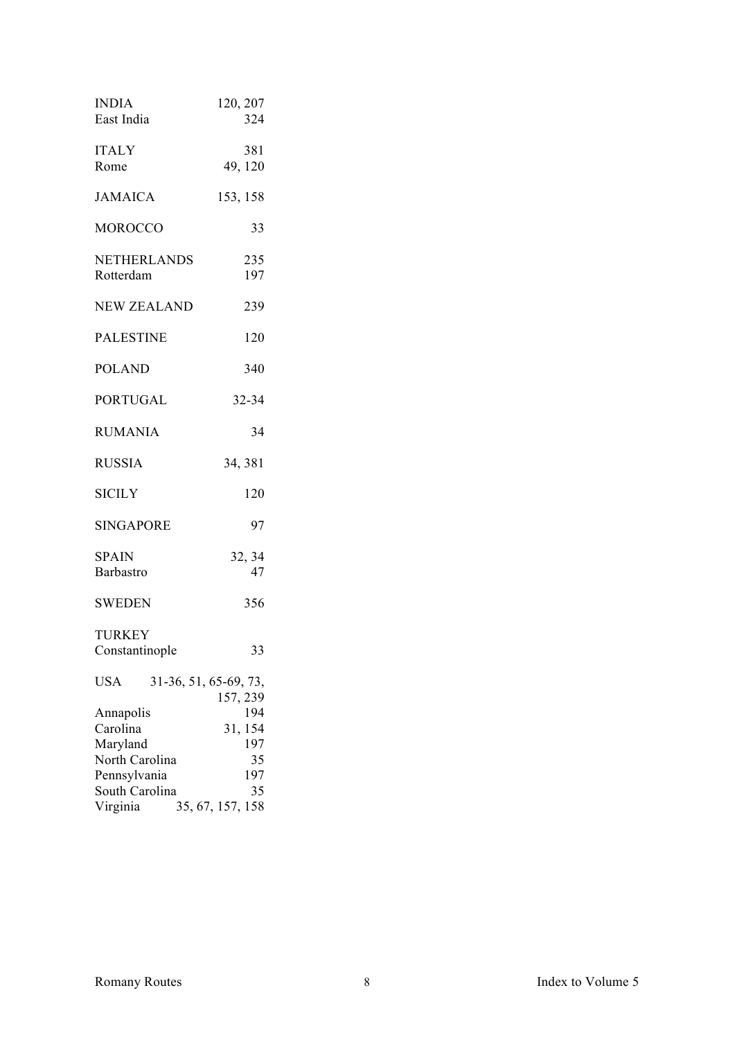INDIA 120, 207
East India 324

ITALY 381
Rome 49, 120

JAMAICA 153, 158

MOROCCO 33

NETHERLANDS 235
Rotterdam 197

NEW ZEALAND 239

PALESTINE 120

POLAND 340

PORTUGAL 32-34

RUMANIA 34

RUSSIA 34, 381

SICILY 120

SINGAPORE 97

SPAIN 32, 34
Barbastro 47

SWEDEN 356

TURKEY
Constantinople 33

USA 31-36, 51, 65-69, 73, 157, 239
Annapolis 194
Carolina 31, 154
Maryland 197
North Carolina 35
Pennsylvania 197
South Carolina 35
Virginia 35, 67, 157, 158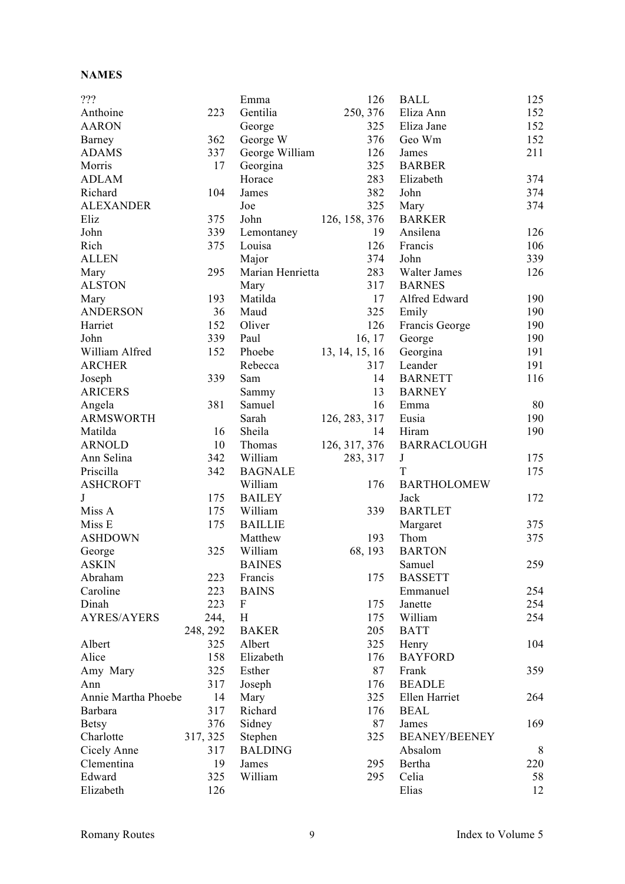**NAMES**

| | |
|---|---|
| ??? | |
| Anthoine | 223 |
| AARON | |
| Barney | 362 |
| ADAMS | 337 |
| Morris | 17 |
| ADLAM | |
| Richard | 104 |
| ALEXANDER | |
| Eliz | 375 |
| John | 339 |
| Rich | 375 |
| ALLEN | |
| Mary | 295 |
| ALSTON | |
| Mary | 193 |
| ANDERSON | 36 |
| Harriet | 152 |
| John | 339 |
| William Alfred | 152 |
| ARCHER | |
| Joseph | 339 |
| ARICERS | |
| Angela | 381 |
| ARMSWORTH | |
| Matilda | 16 |
| ARNOLD | 10 |
| Ann Selina | 342 |
| Priscilla | 342 |
| ASHCROFT | |
| J | 175 |
| Miss A | 175 |
| Miss E | 175 |
| ASHDOWN | |
| George | 325 |
| ASKIN | |
| Abraham | 223 |
| Caroline | 223 |
| Dinah | 223 |
| AYRES/AYERS | 244, 248, 292 |
| Albert | 325 |
| Alice | 158 |
| Amy Mary | 325 |
| Ann | 317 |
| Annie Martha Phoebe | 14 |
| Barbara | 317 |
| Betsy | 376 |
| Charlotte | 317, 325 |
| Cicely Anne | 317 |
| Clementina | 19 |
| Edward | 325 |
| Elizabeth | 126 |
| Emma | 126 |
| Gentilia | 250, 376 |
| George | 325 |
| George W | 376 |
| George William | 126 |
| Georgina | 325 |
| Horace | 283 |
| James | 382 |
| Joe | 325 |
| John | 126, 158, 376 |
| Lemontaney | 19 |
| Louisa | 126 |
| Major | 374 |
| Marian Henrietta | 283 |
| Mary | 317 |
| Matilda | 17 |
| Maud | 325 |
| Oliver | 126 |
| Paul | 16, 17 |
| Phoebe | 13, 14, 15, 16 |
| Rebecca | 317 |
| Sam | 14 |
| Sammy | 13 |
| Samuel | 16 |
| Sarah | 126, 283, 317 |
| Sheila | 14 |
| Thomas | 126, 317, 376 |
| William | 283, 317 |
| BAGNALE | |
| William | 176 |
| BAILEY | |
| William | 339 |
| BAILLIE | |
| Matthew | 193 |
| William | 68, 193 |
| BAINES | |
| Francis | 175 |
| BAINS | |
| F | 175 |
| H | 175 |
| BAKER | 205 |
| Albert | 325 |
| Elizabeth | 176 |
| Esther | 87 |
| Joseph | 176 |
| Mary | 325 |
| Richard | 176 |
| Sidney | 87 |
| Stephen | 325 |
| BALDING | |
| James | 295 |
| William | 295 |
| BALL | 125 |
| Eliza Ann | 152 |
| Eliza Jane | 152 |
| Geo Wm | 152 |
| James | 211 |
| BARBER | |
| Elizabeth | 374 |
| John | 374 |
| Mary | 374 |
| BARKER | |
| Ansilena | 126 |
| Francis | 106 |
| John | 339 |
| Walter James | 126 |
| BARNES | |
| Alfred Edward | 190 |
| Emily | 190 |
| Francis George | 190 |
| George | 190 |
| Georgina | 191 |
| Leander | 191 |
| BARNETT | 116 |
| BARNEY | |
| Emma | 80 |
| Eusia | 190 |
| Hiram | 190 |
| BARRACLOUGH | |
| J | 175 |
| T | 175 |
| BARTHOLOMEW | |
| Jack | 172 |
| BARTLET | |
| Margaret | 375 |
| Thom | 375 |
| BARTON | |
| Samuel | 259 |
| BASSETT | |
| Emmanuel | 254 |
| Janette | 254 |
| William | 254 |
| BATT | |
| Henry | 104 |
| BAYFORD | |
| Frank | 359 |
| BEADLE | |
| Ellen Harriet | 264 |
| BEAL | |
| James | 169 |
| BEANEY/BEENEY | |
| Absalom | 8 |
| Bertha | 220 |
| Celia | 58 |
| Elias | 12 |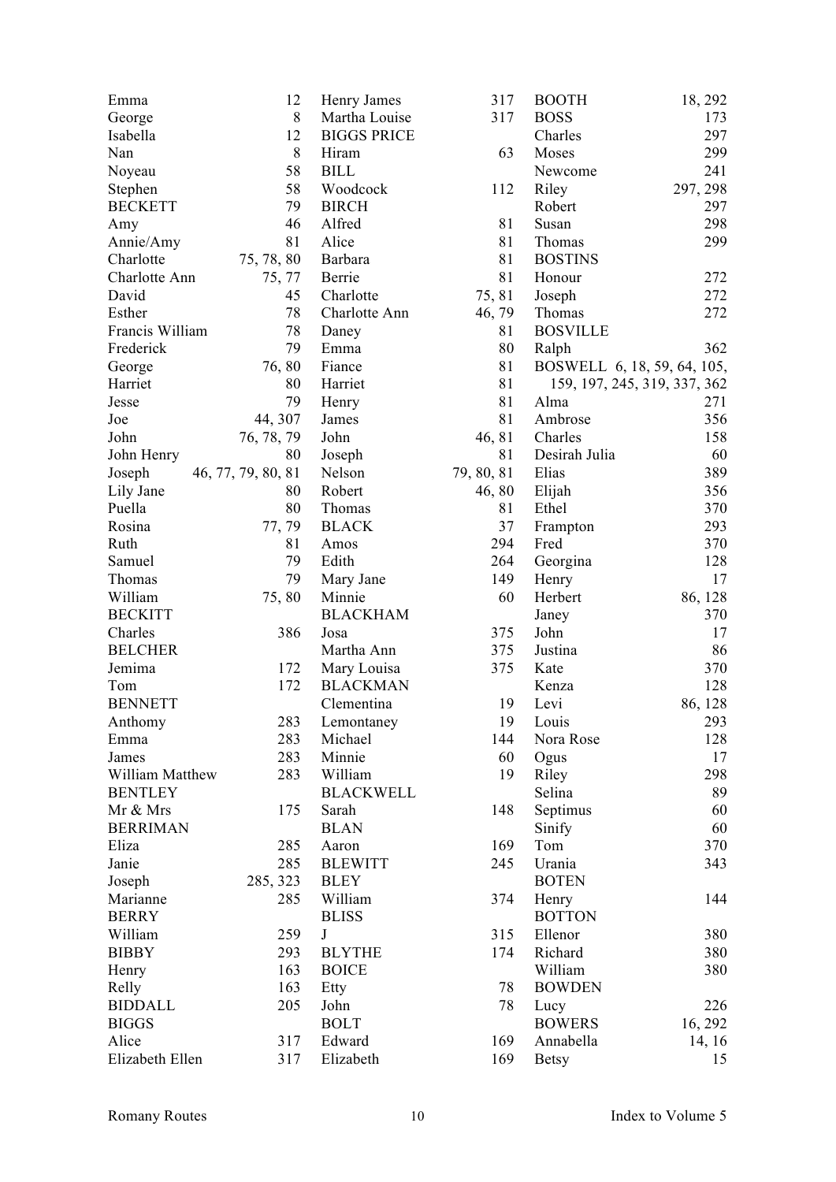| | |
|---|---|
| Emma | 12 |
| George | 8 |
| Isabella | 12 |
| Nan | 8 |
| Noyeau | 58 |
| Stephen | 58 |
| BECKETT | 79 |
| Amy | 46 |
| Annie/Amy | 81 |
| Charlotte | 75, 78, 80 |
| Charlotte Ann | 75, 77 |
| David | 45 |
| Esther | 78 |
| Francis William | 78 |
| Frederick | 79 |
| George | 76, 80 |
| Harriet | 80 |
| Jesse | 79 |
| Joe | 44, 307 |
| John | 76, 78, 79 |
| John Henry | 80 |
| Joseph | 46, 77, 79, 80, 81 |
| Lily Jane | 80 |
| Puella | 80 |
| Rosina | 77, 79 |
| Ruth | 81 |
| Samuel | 79 |
| Thomas | 79 |
| William | 75, 80 |
| BECKITT | |
| Charles | 386 |
| BELCHER | |
| Jemima | 172 |
| Tom | 172 |
| BENNETT | |
| Anthomy | 283 |
| Emma | 283 |
| James | 283 |
| William Matthew | 283 |
| BENTLEY | |
| Mr & Mrs | 175 |
| BERRIMAN | |
| Eliza | 285 |
| Janie | 285 |
| Joseph | 285, 323 |
| Marianne | 285 |
| BERRY | |
| William | 259 |
| BIBBY | 293 |
| Henry | 163 |
| Relly | 163 |
| BIDDALL | 205 |
| BIGGS | |
| Alice | 317 |
| Elizabeth Ellen | 317 |
| Henry James | 317 |
| Martha Louise | 317 |
| BIGGS PRICE | |
| Hiram | 63 |
| BILL | |
| Woodcock | 112 |
| BIRCH | |
| Alfred | 81 |
| Alice | 81 |
| Barbara | 81 |
| Berrie | 81 |
| Charlotte | 75, 81 |
| Charlotte Ann | 46, 79 |
| Daney | 81 |
| Emma | 80 |
| Fiance | 81 |
| Harriet | 81 |
| Henry | 81 |
| James | 81 |
| John | 46, 81 |
| Joseph | 81 |
| Nelson | 79, 80, 81 |
| Robert | 46, 80 |
| Thomas | 81 |
| BLACK | 37 |
| Amos | 294 |
| Edith | 264 |
| Mary Jane | 149 |
| Minnie | 60 |
| BLACKHAM | |
| Josa | 375 |
| Martha Ann | 375 |
| Mary Louisa | 375 |
| BLACKMAN | |
| Clementina | 19 |
| Lemontaney | 19 |
| Michael | 144 |
| Minnie | 60 |
| William | 19 |
| BLACKWELL | |
| Sarah | 148 |
| BLAN | |
| Aaron | 169 |
| BLEWITT | 245 |
| BLEY | |
| William | 374 |
| BLISS | |
| J | 315 |
| BLYTHE | 174 |
| BOICE | |
| Etty | 78 |
| John | 78 |
| BOLT | |
| Edward | 169 |
| Elizabeth | 169 |
| BOOTH | 18, 292 |
| BOSS | 173 |
| Charles | 297 |
| Moses | 299 |
| Newcome | 241 |
| Riley | 297, 298 |
| Robert | 297 |
| Susan | 298 |
| Thomas | 299 |
| BOSTINS | |
| Honour | 272 |
| Joseph | 272 |
| Thomas | 272 |
| BOSVILLE | |
| Ralph | 362 |
| BOSWELL | 6, 18, 59, 64, 105, 159, 197, 245, 319, 337, 362 |
| Alma | 271 |
| Ambrose | 356 |
| Charles | 158 |
| Desirah Julia | 60 |
| Elias | 389 |
| Elijah | 356 |
| Ethel | 370 |
| Frampton | 293 |
| Fred | 370 |
| Georgina | 128 |
| Henry | 17 |
| Herbert | 86, 128 |
| Janey | 370 |
| John | 17 |
| Justina | 86 |
| Kate | 370 |
| Kenza | 128 |
| Levi | 86, 128 |
| Louis | 293 |
| Nora Rose | 128 |
| Ogus | 17 |
| Riley | 298 |
| Selina | 89 |
| Septimus | 60 |
| Sinify | 60 |
| Tom | 370 |
| Urania | 343 |
| BOTEN | |
| Henry | 144 |
| BOTTON | |
| Ellenor | 380 |
| Richard | 380 |
| William | 380 |
| BOWDEN | |
| Lucy | 226 |
| BOWERS | 16, 292 |
| Annabella | 14, 16 |
| Betsy | 15 |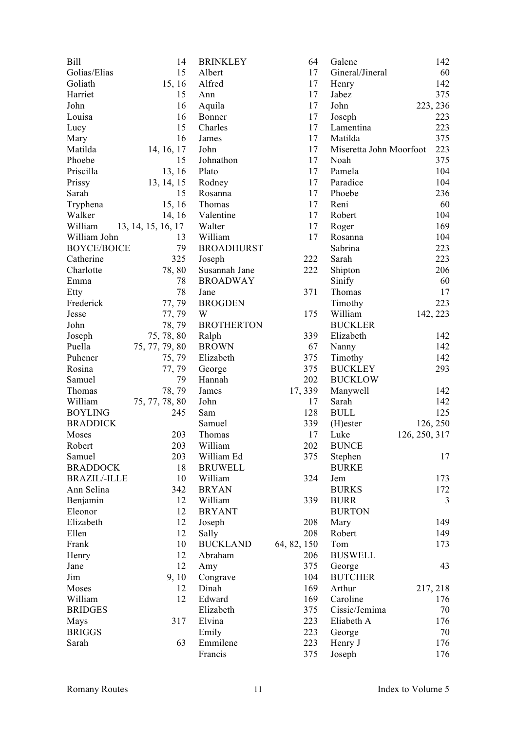Bill 14
Golias/Elias 15
Goliath 15, 16
Harriet 15
John 16
Louisa 16
Lucy 15
Mary 16
Matilda 14, 16, 17
Phoebe 15
Priscilla 13, 16
Prissy 13, 14, 15
Sarah 15
Tryphena 15, 16
Walker 14, 16
William 13, 14, 15, 16, 17
William John 13
BOYCE/BOICE 79
Catherine 325
Charlotte 78, 80
Emma 78
Etty 78
Frederick 77, 79
Jesse 77, 79
John 78, 79
Joseph 75, 78, 80
Puella 75, 77, 79, 80
Puhener 75, 79
Rosina 77, 79
Samuel 79
Thomas 78, 79
William 75, 77, 78, 80
BOYLING 245
BRADDICK
Moses 203
Robert 203
Samuel 203
BRADDOCK 18
BRAZIL/-ILLE 10
Ann Selina 342
Benjamin 12
Eleonor 12
Elizabeth 12
Ellen 12
Frank 10
Henry 12
Jane 12
Jim 9, 10
Moses 12
William 12
BRIDGES
Mays 317
BRIGGS
Sarah 63

BRINKLEY 64
Albert 17
Alfred 17
Ann 17
Aquila 17
Bonner 17
Charles 17
James 17
John 17
Johnathon 17
Plato 17
Rodney 17
Rosanna 17
Thomas 17
Valentine 17
Walter 17
William 17
BROADHURST
Joseph 222
Susannah Jane 222
BROADWAY
Jane 371
BROGDEN
W 175
BROTHERTON
Ralph 339
BROWN 67
Elizabeth 375
George 375
Hannah 202
James 17, 339
John 17
Sam 128
Samuel 339
Thomas 17
William 202
William Ed 375
BRUWELL
William 324
BRYAN
William 339
BRYANT
Joseph 208
Sally 208
BUCKLAND 64, 82, 150
Abraham 206
Amy 375
Congrave 104
Dinah 169
Edward 169
Elizabeth 375
Elvina 223
Emily 223
Emmilene 223
Francis 375

Galene 142
Gineral/Jineral 60
Henry 142
Jabez 375
John 223, 236
Joseph 223
Lamentina 223
Matilda 375
Miseretta John Moorfoot 223
Noah 375
Pamela 104
Paradice 104
Phoebe 236
Reni 60
Robert 104
Roger 169
Rosanna 104
Sabrina 223
Sarah 223
Shipton 206
Sinify 60
Thomas 17
Timothy 223
William 142, 223
BUCKLER
Elizabeth 142
Nanny 142
Timothy 142
BUCKLEY 293
BUCKLOW
Manywell 142
Sarah 142
BULL 125
(H)ester 126, 250
Luke 126, 250, 317
BUNCE
Stephen 17
BURKE
Jem 173
BURKS 172
BURR 3
BURTON
Mary 149
Robert 149
Tom 173
BUSWELL
George 43
BUTCHER
Arthur 217, 218
Caroline 176
Cissie/Jemima 70
Eliabeth A 176
George 70
Henry J 176
Joseph 176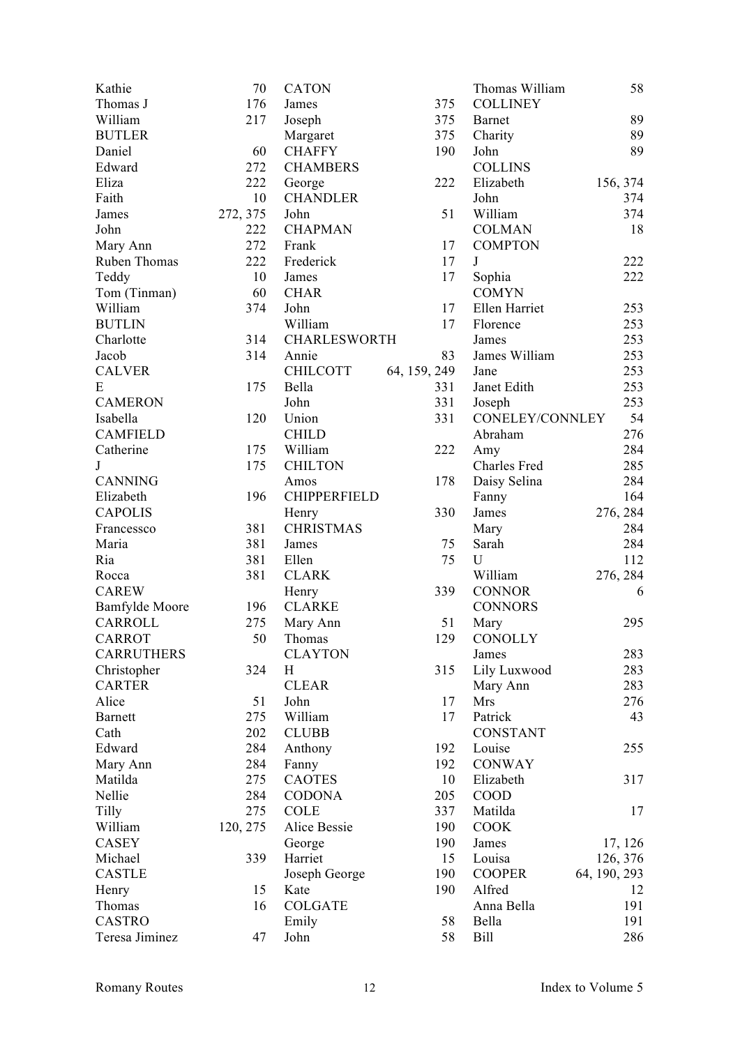Kathie 70
Thomas J 176
William 217
BUTLER
Daniel 60
Edward 272
Eliza 222
Faith 10
James 272, 375
John 222
Mary Ann 272
Ruben Thomas 222
Teddy 10
Tom (Tinman) 60
William 374
BUTLIN
Charlotte 314
Jacob 314
CALVER
E 175
CAMERON
Isabella 120
CAMFIELD
Catherine 175
J 175
CANNING
Elizabeth 196
CAPOLIS
Francessco 381
Maria 381
Ria 381
Rocca 381
CAREW
Bamfylde Moore 196
CARROLL 275
CARROT 50
CARRUTHERS
Christopher 324
CARTER
Alice 51
Barnett 275
Cath 202
Edward 284
Mary Ann 284
Matilda 275
Nellie 284
Tilly 275
William 120, 275
CASEY
Michael 339
CASTLE
Henry 15
Thomas 16
CASTRO
Teresa Jiminez 47

CATON
James 375
Joseph 375
Margaret 375
CHAFFY 190
CHAMBERS
George 222
CHANDLER
John 51
CHAPMAN
Frank 17
Frederick 17
James 17
CHAR
John 17
William 17
CHARLESWORTH
Annie 83
CHILCOTT 64, 159, 249
Bella 331
John 331
Union 331
CHILD
William 222
CHILTON
Amos 178
CHIPPERFIELD
Henry 330
CHRISTMAS
James 75
Ellen 75
CLARK
Henry 339
CLARKE
Mary Ann 51
Thomas 129
CLAYTON
H 315
CLEAR
John 17
William 17
CLUBB
Anthony 192
Fanny 192
CAOTES 10
CODONA 205
COLE 337
Alice Bessie 190
George 190
Harriet 15
Joseph George 190
Kate 190
COLGATE
Emily 58
John 58

Thomas William 58
COLLINEY
Barnet 89
Charity 89
John 89
COLLINS
Elizabeth 156, 374
John 374
William 374
COLMAN 18
COMPTON
J 222
Sophia 222
COMYN
Ellen Harriet 253
Florence 253
James 253
James William 253
Jane 253
Janet Edith 253
Joseph 253
CONELEY/CONNLEY 54
Abraham 276
Amy 284
Charles Fred 285
Daisy Selina 284
Fanny 164
James 276, 284
Mary 284
Sarah 284
U 112
William 276, 284
CONNOR 6
CONNORS
Mary 295
CONOLLY
James 283
Lily Luxwood 283
Mary Ann 283
Mrs 276
Patrick 43
CONSTANT
Louise 255
CONWAY
Elizabeth 317
COOD
Matilda 17
COOK
James 17, 126
Louisa 126, 376
COOPER 64, 190, 293
Alfred 12
Anna Bella 191
Bella 191
Bill 286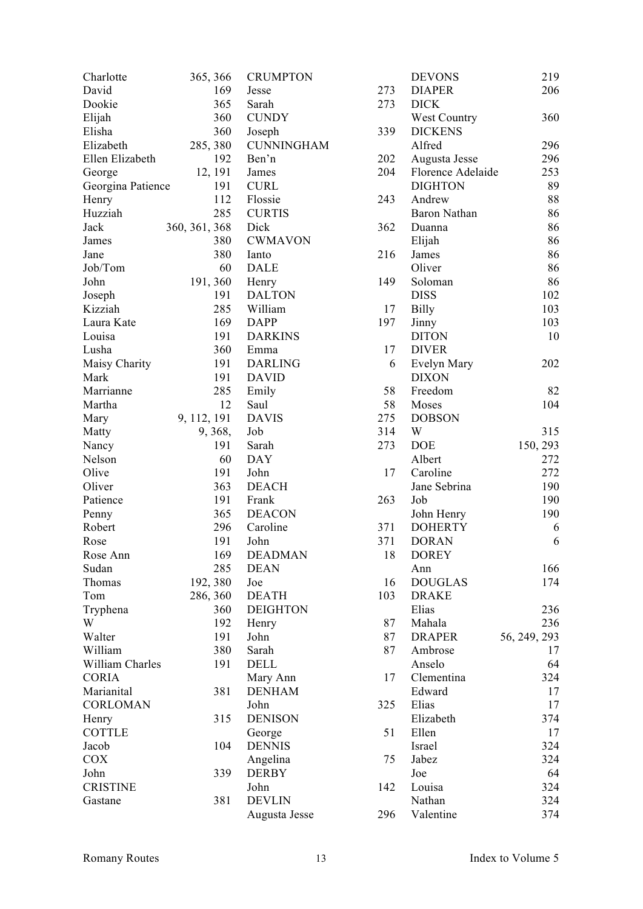Charlotte 365, 366
David 169
Dookie 365
Elijah 360
Elisha 360
Elizabeth 285, 380
Ellen Elizabeth 192
George 12, 191
Georgina Patience 191
Henry 112
Huzziah 285
Jack 360, 361, 368
James 380
Jane 380
Job/Tom 60
John 191, 360
Joseph 191
Kizziah 285
Laura Kate 169
Louisa 191
Lusha 360
Maisy Charity 191
Mark 191
Marrianne 285
Martha 12
Mary 9, 112, 191
Matty 9, 368,
Nancy 191
Nelson 60
Olive 191
Oliver 363
Patience 191
Penny 365
Robert 296
Rose 191
Rose Ann 169
Sudan 285
Thomas 192, 380
Tom 286, 360
Tryphena 360
W 192
Walter 191
William 380
William Charles 191

CORIA
Marianital 381

CORLOMAN
Henry 315

COTTLE
Jacob 104

COX
John 339

CRISTINE
Gastane 381

CRUMPTON
Jesse 273
Sarah 273

CUNDY
Joseph 339

CUNNINGHAM
Ben'n 202
James 204

CURL
Flossie 243

CURTIS
Dick 362

CWMAVON
Ianto 216

DALE
Henry 149

DALTON
William 17

DAPP 197

DARKINS
Emma 17

DARLING 6

DAVID
Emily 58
Saul 58

DAVIS 275
Job 314
Sarah 273

DAY
John 17

DEACH
Frank 263

DEACON
Caroline 371
John 371

DEADMAN 18

DEAN
Joe 16

DEATH 103

DEIGHTON
Henry 87
John 87
Sarah 87

DELL
Mary Ann 17

DENHAM
John 325

DENISON
George 51

DENNIS
Angelina 75

DERBY
John 142

DEVLIN
Augusta Jesse 296

DEVONS 219

DIAPER 206

DICK
West Country 360

DICKENS
Alfred 296
Augusta Jesse 296
Florence Adelaide 253

DIGHTON 89
Andrew 88
Baron Nathan 86
Duanna 86
Elijah 86
James 86
Oliver 86
Soloman 86

DISS 102
Billy 103
Jinny 103

DITON 10

DIVER
Evelyn Mary 202

DIXON
Freedom 82
Moses 104

DOBSON
W 315

DOE 150, 293
Albert 272
Caroline 272
Jane Sebrina 190
Job 190
John Henry 190

DOHERTY 6

DORAN 6

DOREY
Ann 166

DOUGLAS 174

DRAKE
Elias 236
Mahala 236

DRAPER 56, 249, 293
Ambrose 17
Anselo 64
Clementina 324
Edward 17
Elias 17
Elizabeth 374
Ellen 17
Israel 324
Jabez 324
Joe 64
Louisa 324
Nathan 324
Valentine 374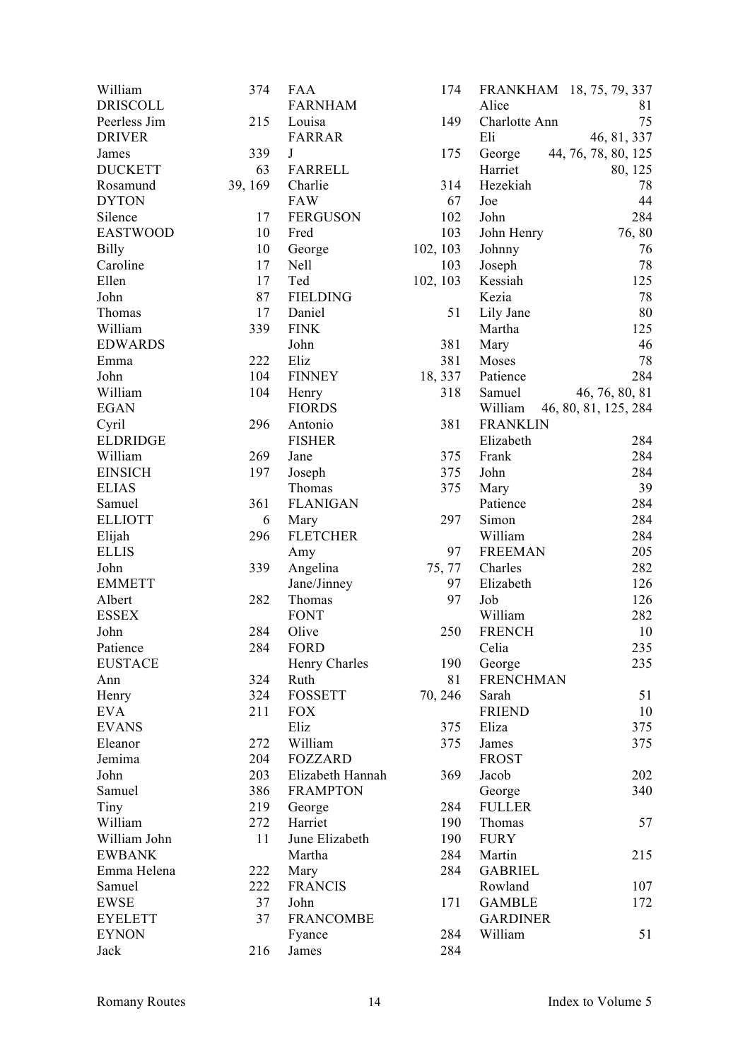| | |
|---|---|
| William | 374 |
| DRISCOLL | |
| Peerless Jim | 215 |
| DRIVER | |
| James | 339 |
| DUCKETT | 63 |
| Rosamund | 39, 169 |
| DYTON | |
| Silence | 17 |
| EASTWOOD | 10 |
| Billy | 10 |
| Caroline | 17 |
| Ellen | 17 |
| John | 87 |
| Thomas | 17 |
| William | 339 |
| EDWARDS | |
| Emma | 222 |
| John | 104 |
| William | 104 |
| EGAN | |
| Cyril | 296 |
| ELDRIDGE | |
| William | 269 |
| EINSICH | 197 |
| ELIAS | |
| Samuel | 361 |
| ELLIOTT | 6 |
| Elijah | 296 |
| ELLIS | |
| John | 339 |
| EMMETT | |
| Albert | 282 |
| ESSEX | |
| John | 284 |
| Patience | 284 |
| EUSTACE | |
| Ann | 324 |
| Henry | 324 |
| EVA | 211 |
| EVANS | |
| Eleanor | 272 |
| Jemima | 204 |
| John | 203 |
| Samuel | 386 |
| Tiny | 219 |
| William | 272 |
| William John | 11 |
| EWBANK | |
| Emma Helena | 222 |
| Samuel | 222 |
| EWSE | 37 |
| EYELETT | 37 |
| EYNON | |
| Jack | 216 |
| FAA | 174 |
| FARNHAM | |
| Louisa | 149 |
| FARRAR | |
| J | 175 |
| FARRELL | |
| Charlie | 314 |
| FAW | 67 |
| FERGUSON | 102 |
| Fred | 103 |
| George | 102, 103 |
| Nell | 103 |
| Ted | 102, 103 |
| FIELDING | |
| Daniel | 51 |
| FINK | |
| John | 381 |
| Eliz | 381 |
| FINNEY | 18, 337 |
| Henry | 318 |
| FIORDS | |
| Antonio | 381 |
| FISHER | |
| Jane | 375 |
| Joseph | 375 |
| Thomas | 375 |
| FLANIGAN | |
| Mary | 297 |
| FLETCHER | |
| Amy | 97 |
| Angelina | 75, 77 |
| Jane/Jinney | 97 |
| Thomas | 97 |
| FONT | |
| Olive | 250 |
| FORD | |
| Henry Charles | 190 |
| Ruth | 81 |
| FOSSETT | 70, 246 |
| FOX | |
| Eliz | 375 |
| William | 375 |
| FOZZARD | |
| Elizabeth Hannah | 369 |
| FRAMPTON | |
| George | 284 |
| Harriet | 190 |
| June Elizabeth | 190 |
| Martha | 284 |
| Mary | 284 |
| FRANCIS | |
| John | 171 |
| FRANCOMBE | |
| Fyance | 284 |
| James | 284 |
| FRANKHAM | 18, 75, 79, 337 |
| Alice | 81 |
| Charlotte Ann | 75 |
| Eli | 46, 81, 337 |
| George | 44, 76, 78, 80, 125 |
| Harriet | 80, 125 |
| Hezekiah | 78 |
| Joe | 44 |
| John | 284 |
| John Henry | 76, 80 |
| Johnny | 76 |
| Joseph | 78 |
| Kessiah | 125 |
| Kezia | 78 |
| Lily Jane | 80 |
| Martha | 125 |
| Mary | 46 |
| Moses | 78 |
| Patience | 284 |
| Samuel | 46, 76, 80, 81 |
| William | 46, 80, 81, 125, 284 |
| FRANKLIN | |
| Elizabeth | 284 |
| Frank | 284 |
| John | 284 |
| Mary | 39 |
| Patience | 284 |
| Simon | 284 |
| William | 284 |
| FREEMAN | 205 |
| Charles | 282 |
| Elizabeth | 126 |
| Job | 126 |
| William | 282 |
| FRENCH | 10 |
| Celia | 235 |
| George | 235 |
| FRENCHMAN | |
| Sarah | 51 |
| FRIEND | 10 |
| Eliza | 375 |
| James | 375 |
| FROST | |
| Jacob | 202 |
| George | 340 |
| FULLER | |
| Thomas | 57 |
| FURY | |
| Martin | 215 |
| GABRIEL | |
| Rowland | 107 |
| GAMBLE | 172 |
| GARDINER | |
| William | 51 |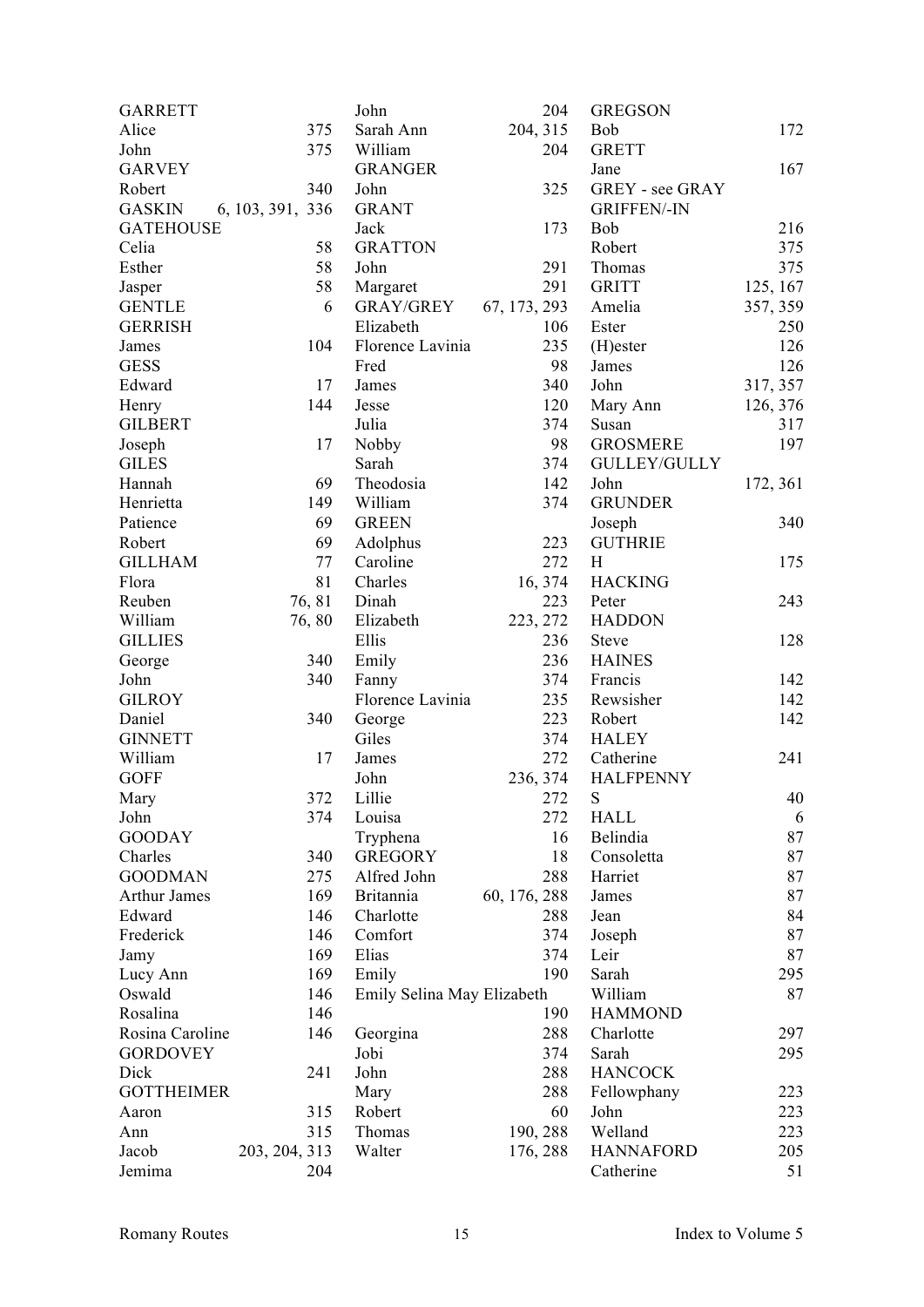GARRETT
Alice 375
John 375
GARVEY
Robert 340
GASKIN 6, 103, 391, 336
GATEHOUSE
Celia 58
Esther 58
Jasper 58
GENTLE 6
GERRISH
James 104
GESS
Edward 17
Henry 144
GILBERT
Joseph 17
GILES
Hannah 69
Henrietta 149
Patience 69
Robert 69
GILLHAM 77
Flora 81
Reuben 76, 81
William 76, 80
GILLIES
George 340
John 340
GILROY
Daniel 340
GINNETT
William 17
GOFF
Mary 372
John 374
GOODAY
Charles 340
GOODMAN 275
Arthur James 169
Edward 146
Frederick 146
Jamy 169
Lucy Ann 169
Oswald 146
Rosalina 146
Rosina Caroline 146
GORDOVEY
Dick 241
GOTTHEIMER
Aaron 315
Ann 315
Jacob 203, 204, 313
Jemima 204
John 204
Sarah Ann 204, 315
William 204
GRANGER
John 325
GRANT
Jack 173
GRATTON
John 291
Margaret 291
GRAY/GREY 67, 173, 293
Elizabeth 106
Florence Lavinia 235
Fred 98
James 340
Jesse 120
Julia 374
Nobby 98
Sarah 374
Theodosia 142
William 374
GREEN
Adolphus 223
Caroline 272
Charles 16, 374
Dinah 223
Elizabeth 223, 272
Ellis 236
Emily 236
Fanny 374
Florence Lavinia 235
George 223
Giles 374
James 272
John 236, 374
Lillie 272
Louisa 272
Tryphena 16
GREGORY 18
Alfred John 288
Britannia 60, 176, 288
Charlotte 288
Comfort 374
Elias 374
Emily 190
Emily Selina May Elizabeth 190
Georgina 288
Jobi 374
John 288
Mary 288
Robert 60
Thomas 190, 288
Walter 176, 288
GREGSON
Bob 172
GRETT
Jane 167
GREY - see GRAY
GRIFFEN/-IN
Bob 216
Robert 375
Thomas 375
GRITT 125, 167
Amelia 357, 359
Ester 250
(H)ester 126
James 126
John 317, 357
Mary Ann 126, 376
Susan 317
GROSMERE 197
GULLEY/GULLY
John 172, 361
GRUNDER
Joseph 340
GUTHRIE
H 175
HACKING
Peter 243
HADDON
Steve 128
HAINES
Francis 142
Rewsisher 142
Robert 142
HALEY
Catherine 241
HALFPENNY
S 40
HALL 6
Belindia 87
Consoletta 87
Harriet 87
James 87
Jean 84
Joseph 87
Leir 87
Sarah 295
William 87
HAMMOND
Charlotte 297
Sarah 295
HANCOCK
Fellowphany 223
John 223
Welland 223
HANNAFORD 205
Catherine 51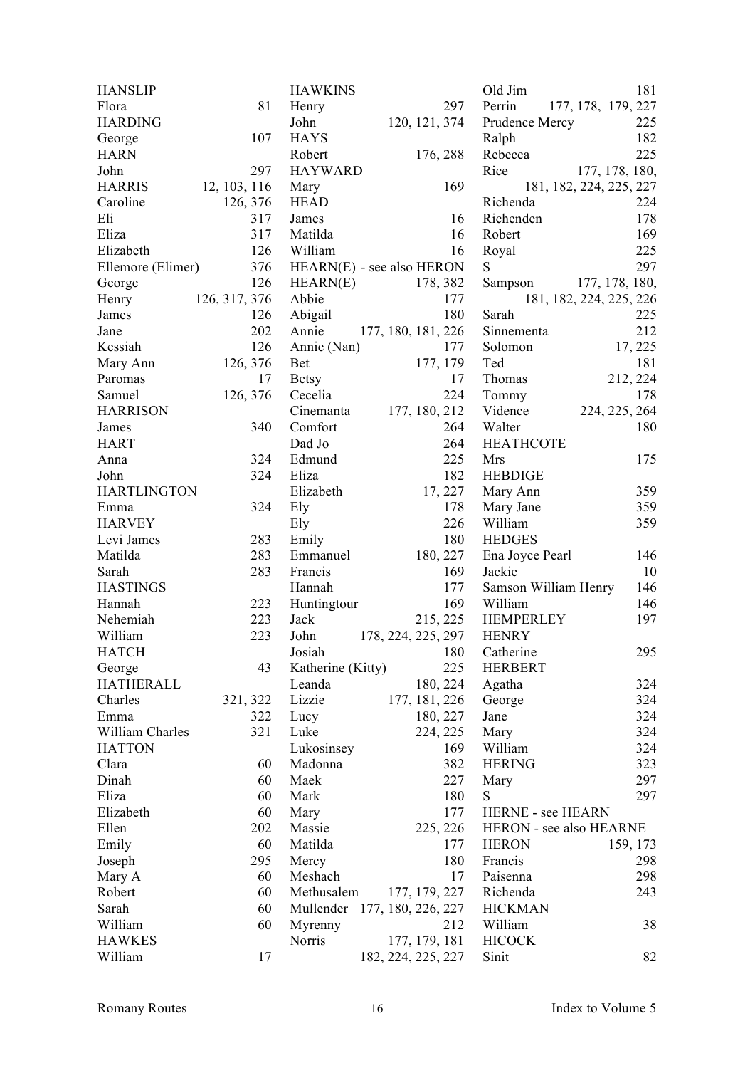HANSLIP
Flora 81
HARDING
George 107
HARN
John 297
HARRIS 12, 103, 116
Caroline 126, 376
Eli 317
Eliza 317
Elizabeth 126
Ellemore (Elimer) 376
George 126
Henry 126, 317, 376
James 126
Jane 202
Kessiah 126
Mary Ann 126, 376
Paromas 17
Samuel 126, 376
HARRISON
James 340
HART
Anna 324
John 324
HARTLINGTON
Emma 324
HARVEY
Levi James 283
Matilda 283
Sarah 283
HASTINGS
Hannah 223
Nehemiah 223
William 223
HATCH
George 43
HATHERALL
Charles 321, 322
Emma 322
William Charles 321
HATTON
Clara 60
Dinah 60
Eliza 60
Elizabeth 60
Ellen 202
Emily 60
Joseph 295
Mary A 60
Robert 60
Sarah 60
William 60
HAWKES
William 17
HAWKINS
Henry 297
John 120, 121, 374
HAYS
Robert 176, 288
HAYWARD
Mary 169
HEAD
James 16
Matilda 16
William 16
HEARN(E) - see also HERON
HEARN(E) 178, 382
Abbie 177
Abigail 180
Annie 177, 180, 181, 226
Annie (Nan) 177
Bet 177, 179
Betsy 17
Cecelia 224
Cinemanta 177, 180, 212
Comfort 264
Dad Jo 264
Edmund 225
Eliza 182
Elizabeth 17, 227
Ely 178
Ely 226
Emily 180
Emmanuel 180, 227
Francis 169
Hannah 177
Huntingtour 169
Jack 215, 225
John 178, 224, 225, 297
Josiah 180
Katherine (Kitty) 225
Leanda 180, 224
Lizzie 177, 181, 226
Lucy 180, 227
Luke 224, 225
Lukosinsey 169
Madonna 382
Maek 227
Mark 180
Mary 177
Massie 225, 226
Matilda 177
Mercy 180
Meshach 17
Methusalem 177, 179, 227
Mullender 177, 180, 226, 227
Myrenny 212
Norris 177, 179, 181, 182, 224, 225, 227
Old Jim 181
Perrin 177, 178, 179, 227
Prudence Mercy 225
Ralph 182
Rebecca 225
Rice 177, 178, 180, 181, 182, 224, 225, 227
Richenda 224
Richenden 178
Robert 169
Royal 225
S 297
Sampson 177, 178, 180, 181, 182, 224, 225, 226
Sarah 225
Sinnementa 212
Solomon 17, 225
Ted 181
Thomas 212, 224
Tommy 178
Vidence 224, 225, 264
Walter 180
HEATHCOTE
Mrs 175
HEBDIGE
Mary Ann 359
Mary Jane 359
William 359
HEDGES
Ena Joyce Pearl 146
Jackie 10
Samson William Henry 146
William 146
HEMPERLEY 197
HENRY
Catherine 295
HERBERT
Agatha 324
George 324
Jane 324
Mary 324
William 324
HERING 323
Mary 297
S 297
HERNE - see HEARN
HERON - see also HEARNE
HERON 159, 173
Francis 298
Paisenna 298
Richenda 243
HICKMAN
William 38
HICOCK
Sinit 82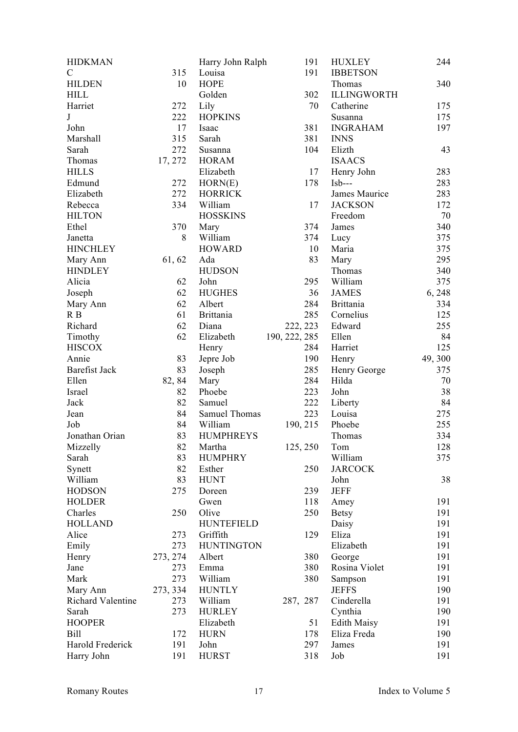HIDKMAN
C 315
HILDEN 10
HILL
Harriet 272
J 222
John 17
Marshall 315
Sarah 272
Thomas 17, 272
HILLS
Edmund 272
Elizabeth 272
Rebecca 334
HILTON
Ethel 370
Janetta 8
HINCHLEY
Mary Ann 61, 62
HINDLEY
Alicia 62
Joseph 62
Mary Ann 62
R B 61
Richard 62
Timothy 62
HISCOX
Annie 83
Barefist Jack 83
Ellen 82, 84
Israel 82
Jack 82
Jean 84
Job 84
Jonathan Orian 83
Mizzelly 82
Sarah 83
Synett 82
William 83
HODSON 275
HOLDER
Charles 250
HOLLAND
Alice 273
Emily 273
Henry 273, 274
Jane 273
Mark 273
Mary Ann 273, 334
Richard Valentine 273
Sarah 273
HOOPER
Bill 172
Harold Frederick 191
Harry John 191
Harry John Ralph 191
Louisa 191
HOPE
Golden 302
Lily 70
HOPKINS
Isaac 381
Sarah 381
Susanna 104
HORAM
Elizabeth 17
HORN(E) 178
HORRICK
William 17
HOSSKINS
Mary 374
William 374
HOWARD 10
Ada 83
HUDSON
John 295
HUGHES 36
Albert 284
Brittania 285
Diana 222, 223
Elizabeth 190, 222, 285
Henry 284
Jepre Job 190
Joseph 285
Mary 284
Phoebe 223
Samuel 222
Samuel Thomas 223
William 190, 215
HUMPHREYS
Martha 125, 250
HUMPHRY
Esther 250
HUNT
Doreen 239
Gwen 118
Olive 250
HUNTEFIELD
Griffith 129
HUNTINGTON
Albert 380
Emma 380
William 380
HUNTLY
William 287, 287
HURLEY
Elizabeth 51
HURN 178
John 297
HURST 318
HUXLEY 244
IBBETSON
Thomas 340
ILLINGWORTH
Catherine 175
Susanna 175
INGRAHAM 197
INNS
Elizth 43
ISAACS
Henry John 283
Isb--- 283
James Maurice 283
JACKSON 172
Freedom 70
James 340
Lucy 375
Maria 375
Mary 295
Thomas 340
William 375
JAMES 6, 248
Brittania 334
Cornelius 125
Edward 255
Ellen 84
Harriet 125
Henry 49, 300
Henry George 375
Hilda 70
John 38
Liberty 84
Louisa 275
Phoebe 255
Thomas 334
Tom 128
William 375
JARCOCK
John 38
JEFF
Amey 191
Betsy 191
Daisy 191
Eliza 191
Elizabeth 191
George 191
Rosina Violet 191
Sampson 191
JEFFS 190
Cinderella 191
Cynthia 190
Edith Maisy 191
Eliza Freda 190
James 191
Job 191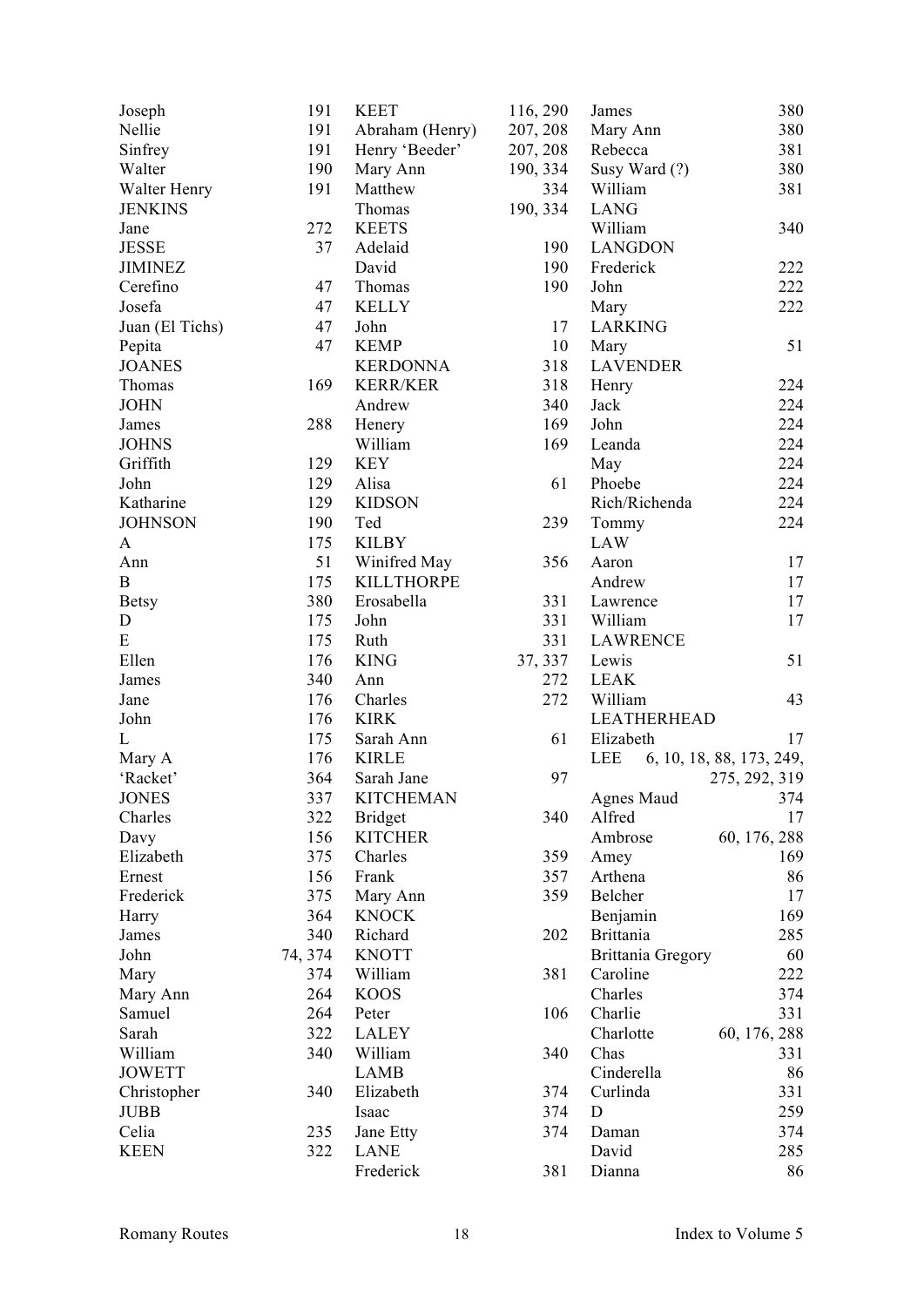| | |
|---|---|
| Joseph | 191 |
| Nellie | 191 |
| Sinfrey | 191 |
| Walter | 190 |
| Walter Henry | 191 |
| JENKINS | |
| Jane | 272 |
| JESSE | 37 |
| JIMINEZ | |
| Cerefino | 47 |
| Josefa | 47 |
| Juan (El Tichs) | 47 |
| Pepita | 47 |
| JOANES | |
| Thomas | 169 |
| JOHN | |
| James | 288 |
| JOHNS | |
| Griffith | 129 |
| John | 129 |
| Katharine | 129 |
| JOHNSON | 190 |
| A | 175 |
| Ann | 51 |
| B | 175 |
| Betsy | 380 |
| D | 175 |
| E | 175 |
| Ellen | 176 |
| James | 340 |
| Jane | 176 |
| John | 176 |
| L | 175 |
| Mary A | 176 |
| 'Racket' | 364 |
| JONES | 337 |
| Charles | 322 |
| Davy | 156 |
| Elizabeth | 375 |
| Ernest | 156 |
| Frederick | 375 |
| Harry | 364 |
| James | 340 |
| John | 74, 374 |
| Mary | 374 |
| Mary Ann | 264 |
| Samuel | 264 |
| Sarah | 322 |
| William | 340 |
| JOWETT | |
| Christopher | 340 |
| JUBB | |
| Celia | 235 |
| KEEN | 322 |
| KEET | 116, 290 |
| Abraham (Henry) | 207, 208 |
| Henry 'Beeder' | 207, 208 |
| Mary Ann | 190, 334 |
| Matthew | 334 |
| Thomas | 190, 334 |
| KEETS | |
| Adelaid | 190 |
| David | 190 |
| Thomas | 190 |
| KELLY | |
| John | 17 |
| KEMP | 10 |
| KERDONNA | 318 |
| KERR/KER | 318 |
| Andrew | 340 |
| Henery | 169 |
| William | 169 |
| KEY | |
| Alisa | 61 |
| KIDSON | |
| Ted | 239 |
| KILBY | |
| Winifred May | 356 |
| KILLTHORPE | |
| Erosabella | 331 |
| John | 331 |
| Ruth | 331 |
| KING | 37, 337 |
| Ann | 272 |
| Charles | 272 |
| KIRK | |
| Sarah Ann | 61 |
| KIRLE | |
| Sarah Jane | 97 |
| KITCHEMAN | |
| Bridget | 340 |
| KITCHER | |
| Charles | 359 |
| Frank | 357 |
| Mary Ann | 359 |
| KNOCK | |
| Richard | 202 |
| KNOTT | |
| William | 381 |
| KOOS | |
| Peter | 106 |
| LALEY | |
| William | 340 |
| LAMB | |
| Elizabeth | 374 |
| Isaac | 374 |
| Jane Etty | 374 |
| LANE | |
| Frederick | 381 |
| James | 380 |
| Mary Ann | 380 |
| Rebecca | 381 |
| Susy Ward (?) | 380 |
| William | 381 |
| LANG | |
| William | 340 |
| LANGDON | |
| Frederick | 222 |
| John | 222 |
| Mary | 222 |
| LARKING | |
| Mary | 51 |
| LAVENDER | |
| Henry | 224 |
| Jack | 224 |
| John | 224 |
| Leanda | 224 |
| May | 224 |
| Phoebe | 224 |
| Rich/Richenda | 224 |
| Tommy | 224 |
| LAW | |
| Aaron | 17 |
| Andrew | 17 |
| Lawrence | 17 |
| William | 17 |
| LAWRENCE | |
| Lewis | 51 |
| LEAK | |
| William | 43 |
| LEATHERHEAD | |
| Elizabeth | 17 |
| LEE | 6, 10, 18, 88, 173, 249, 275, 292, 319 |
| Agnes Maud | 374 |
| Alfred | 17 |
| Ambrose | 60, 176, 288 |
| Amey | 169 |
| Arthena | 86 |
| Belcher | 17 |
| Benjamin | 169 |
| Brittania | 285 |
| Brittania Gregory | 60 |
| Caroline | 222 |
| Charles | 374 |
| Charlie | 331 |
| Charlotte | 60, 176, 288 |
| Chas | 331 |
| Cinderella | 86 |
| Curlinda | 331 |
| D | 259 |
| Daman | 374 |
| David | 285 |
| Dianna | 86 |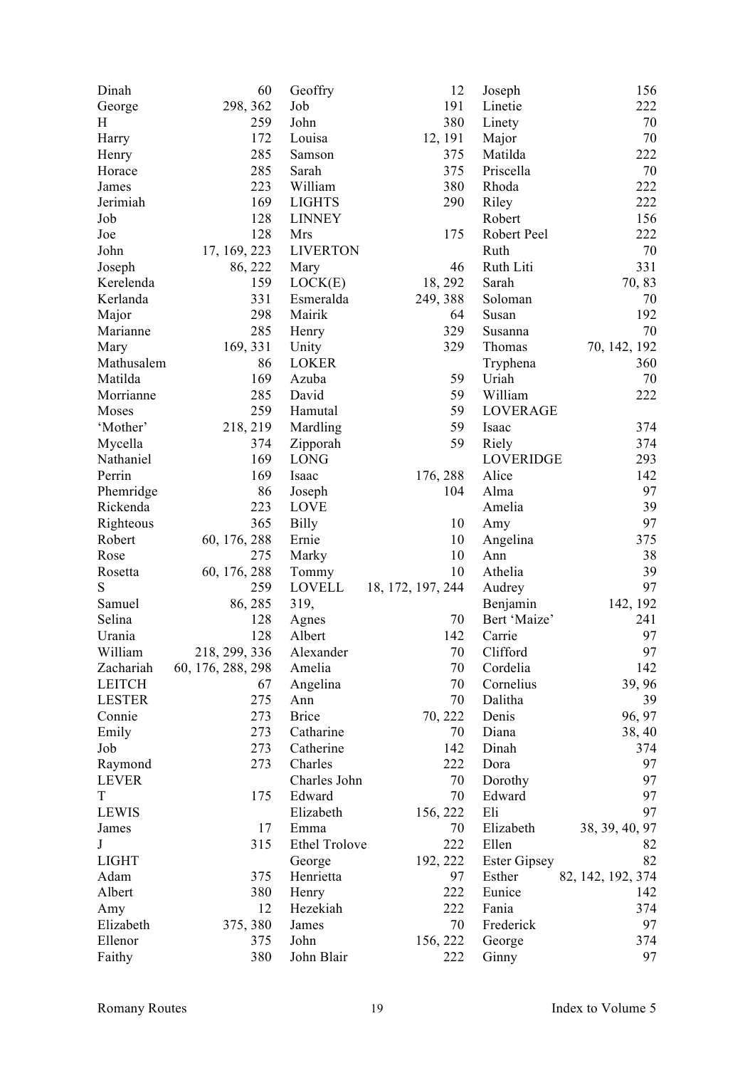Dinah 60
George 298, 362
H 259
Harry 172
Henry 285
Horace 285
James 223
Jerimiah 169
Job 128
Joe 128
John 17, 169, 223
Joseph 86, 222
Kerelenda 159
Kerlanda 331
Major 298
Marianne 285
Mary 169, 331
Mathusalem 86
Matilda 169
Morrianne 285
Moses 259
'Mother' 218, 219
Mycella 374
Nathaniel 169
Perrin 169
Phemridge 86
Rickenda 223
Righteous 365
Robert 60, 176, 288
Rose 275
Rosetta 60, 176, 288
S 259
Samuel 86, 285
Selina 128
Urania 128
William 218, 299, 336
Zachariah 60, 176, 288, 298

LEITCH 67

LESTER 275
Connie 273
Emily 273
Job 273
Raymond 273

LEVER
T 175

LEWIS
James 17
J 315

LIGHT
Adam 375
Albert 380
Amy 12
Elizabeth 375, 380
Ellenor 375
Faithy 380
Geoffry 12
Job 191
John 380
Louisa 12, 191
Samson 375
Sarah 375
William 380

LIGHTS 290

LINNEY
Mrs 175

LIVERTON
Mary 46

LOCK(E) 18, 292
Esmeralda 249, 388
Mairik 64
Henry 329
Unity 329

LOKER
Azuba 59
David 59
Hamutal 59
Mardling 59
Zipporah 59

LONG
Isaac 176, 288
Joseph 104

LOVE
Billy 10
Ernie 10
Marky 10
Tommy 10

LOVELL 18, 172, 197, 244, 319,
Agnes 70
Albert 142
Alexander 70
Amelia 70
Angelina 70
Ann 70
Brice 70, 222
Catharine 70
Catherine 142
Charles 222
Charles John 70
Edward 70
Elizabeth 156, 222
Emma 70
Ethel Trolove 222
George 192, 222
Henrietta 97
Henry 222
Hezekiah 222
James 70
John 156, 222
John Blair 222
Joseph 156
Linetie 222
Linety 70
Major 70
Matilda 222
Priscella 70
Rhoda 222
Riley 222
Robert 156
Robert Peel 222
Ruth 70
Ruth Liti 331
Sarah 70, 83
Soloman 70
Susan 192
Susanna 70
Thomas 70, 142, 192
Tryphena 360
Uriah 70
William 222

LOVERAGE
Isaac 374
Riely 374

LOVERIDGE 293
Alice 142
Alma 97
Amelia 39
Amy 97
Angelina 375
Ann 38
Athelia 39
Audrey 97
Benjamin 142, 192
Bert 'Maize' 241
Carrie 97
Clifford 97
Cordelia 142
Cornelius 39, 96
Dalitha 39
Denis 96, 97
Diana 38, 40
Dinah 374
Dora 97
Dorothy 97
Edward 97
Eli 97
Elizabeth 38, 39, 40, 97
Ellen 82
Ester Gipsey 82
Esther 82, 142, 192, 374
Eunice 142
Fania 374
Frederick 97
George 374
Ginny 97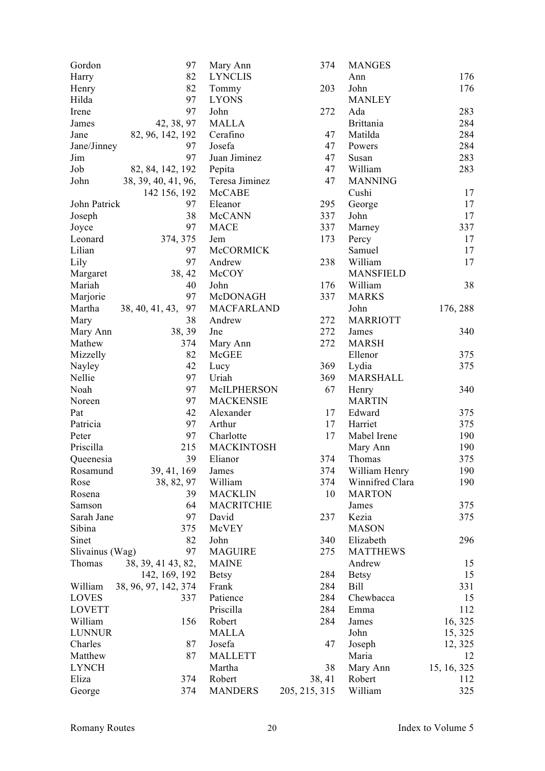Gordon 97
Harry 82
Henry 82
Hilda 97
Irene 97
James 42, 38, 97
Jane 82, 96, 142, 192
Jane/Jinney 97
Jim 97
Job 82, 84, 142, 192
John 38, 39, 40, 41, 96, 142 156, 192
John Patrick 97
Joseph 38
Joyce 97
Leonard 374, 375
Lilian 97
Lily 97
Margaret 38, 42
Mariah 40
Marjorie 97
Martha 38, 40, 41, 43, 97
Mary 38
Mary Ann 38, 39
Mathew 374
Mizzelly 82
Nayley 42
Nellie 97
Noah 97
Noreen 97
Pat 42
Patricia 97
Peter 97
Priscilla 215
Queenesia 39
Rosamund 39, 41, 169
Rose 38, 82, 97
Rosena 39
Samson 64
Sarah Jane 97
Sibina 375
Sinet 82
Slivainus (Wag) 97
Thomas 38, 39, 41 43, 82, 142, 169, 192
William 38, 96, 97, 142, 374

LOVES 337

LOVETT
William 156

LUNNUR
Charles 87
Matthew 87

LYNCH
Eliza 374
George 374
Mary Ann 374

LYNCLIS
Tommy 203

LYONS
John 272

MALLA
Cerafino 47
Josefa 47
Juan Jiminez 47
Pepita 47
Teresa Jiminez 47

McCABE
Eleanor 295

McCANN 337

MACE 337
Jem 173

McCORMICK
Andrew 238

McCOY
John 176

McDONAGH 337

MACFARLAND
Andrew 272
Jne 272
Mary Ann 272

McGEE
Lucy 369
Uriah 369

McILPHERSON 67

MACKENSIE
Alexander 17
Arthur 17
Charlotte 17

MACKINTOSH
Elianor 374
James 374
William 374

MACKLIN 10

MACRITCHIE
David 237

McVEY
John 340

MAGUIRE 275

MAINE
Betsy 284
Frank 284
Patience 284
Priscilla 284
Robert 284

MALLA
Josefa 47

MALLETT
Martha 38
Robert 38, 41

MANDERS 205, 215, 315

MANGES
Ann 176
John 176

MANLEY
Ada 283
Brittania 284
Matilda 284
Powers 284
Susan 283
William 283

MANNING
Cushi 17
George 17
John 17
Marney 337
Percy 17
Samuel 17
William 17

MANSFIELD
William 38

MARKS
John 176, 288

MARRIOTT
James 340

MARSH
Ellenor 375
Lydia 375

MARSHALL
Henry 340

MARTIN
Edward 375
Harriet 375
Mabel Irene 190
Mary Ann 190
Thomas 375
William Henry 190
Winnifred Clara 190

MARTON
James 375
Kezia 375

MASON
Elizabeth 296

MATTHEWS
Andrew 15
Betsy 15
Bill 331
Chewbacca 15
Emma 112
James 16, 325
John 15, 325
Joseph 12, 325
Maria 12
Mary Ann 15, 16, 325
Robert 112
William 325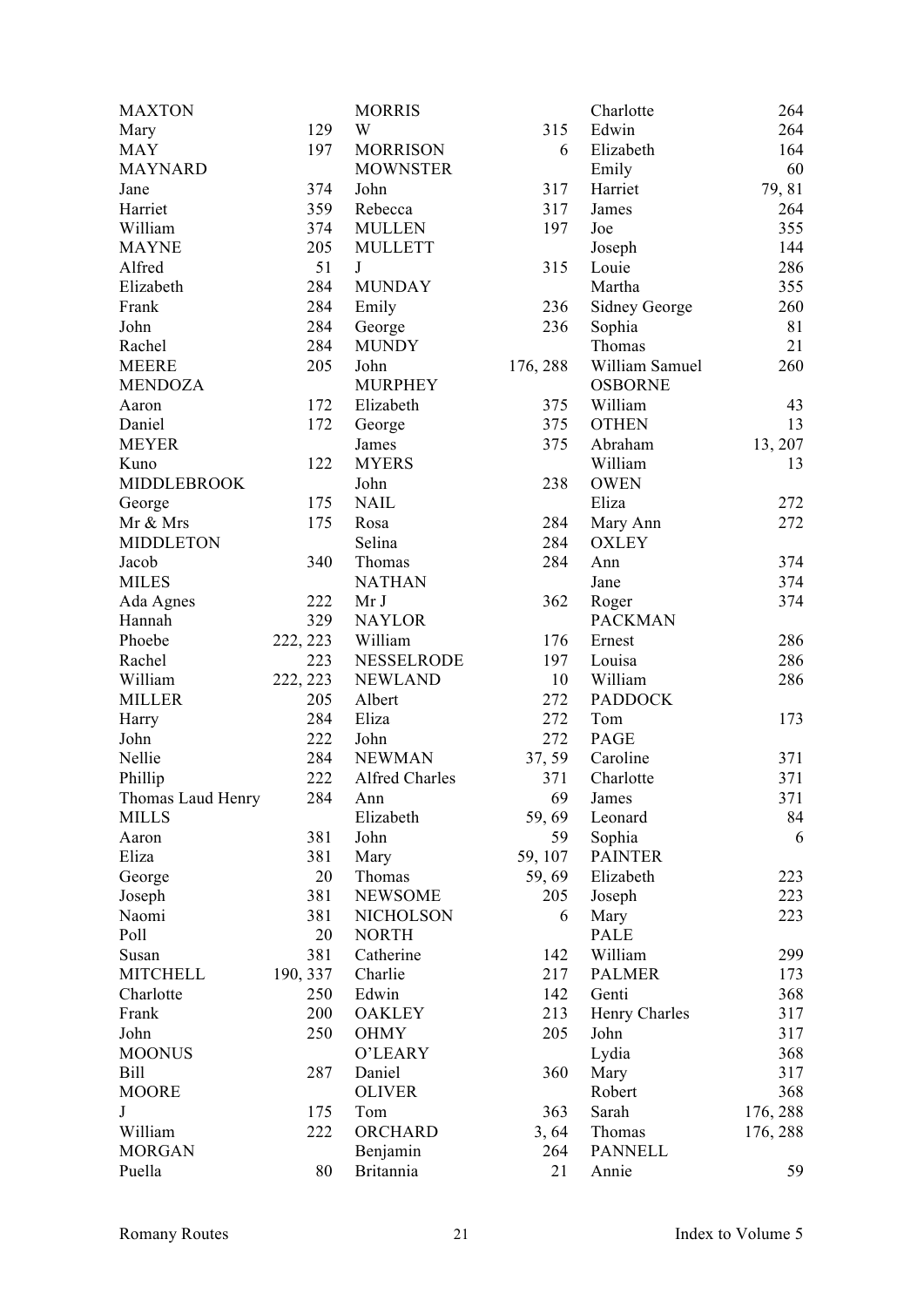MAXTON
Mary 129
MAY 197
MAYNARD
Jane 374
Harriet 359
William 374
MAYNE 205
Alfred 51
Elizabeth 284
Frank 284
John 284
Rachel 284
MEERE 205
MENDOZA
Aaron 172
Daniel 172
MEYER
Kuno 122
MIDDLEBROOK
George 175
Mr & Mrs 175
MIDDLETON
Jacob 340
MILES
Ada Agnes 222
Hannah 329
Phoebe 222, 223
Rachel 223
William 222, 223
MILLER 205
Harry 284
John 222
Nellie 284
Phillip 222
Thomas Laud Henry 284
MILLS
Aaron 381
Eliza 381
George 20
Joseph 381
Naomi 381
Poll 20
Susan 381
MITCHELL 190, 337
Charlotte 250
Frank 200
John 250
MOONUS
Bill 287
MOORE
J 175
William 222
MORGAN
Puella 80

MORRIS
W 315
MORRISON 6
MOWNSTER
John 317
Rebecca 317
MULLEN 197
MULLETT
J 315
MUNDAY
Emily 236
George 236
MUNDY
John 176, 288
MURPHEY
Elizabeth 375
George 375
James 375
MYERS
John 238
NAIL
Rosa 284
Selina 284
Thomas 284
NATHAN
Mr J 362
NAYLOR
William 176
NESSELRODE 197
NEWLAND 10
Albert 272
Eliza 272
John 272
NEWMAN 37, 59
Alfred Charles 371
Ann 69
Elizabeth 59, 69
John 59
Mary 59, 107
Thomas 59, 69
NEWSOME 205
NICHOLSON 6
NORTH
Catherine 142
Charlie 217
Edwin 142
OAKLEY 213
OHMY 205
O'LEARY
Daniel 360
OLIVER
Tom 363
ORCHARD 3, 64
Benjamin 264
Britannia 21

Charlotte 264
Edwin 264
Elizabeth 164
Emily 60
Harriet 79, 81
James 264
Joe 355
Joseph 144
Louie 286
Martha 355
Sidney George 260
Sophia 81
Thomas 21
William Samuel 260
OSBORNE
William 43
OTHEN 13
Abraham 13, 207
William 13
OWEN
Eliza 272
Mary Ann 272
OXLEY
Ann 374
Jane 374
Roger 374
PACKMAN
Ernest 286
Louisa 286
William 286
PADDOCK
Tom 173
PAGE
Caroline 371
Charlotte 371
James 371
Leonard 84
Sophia 6
PAINTER
Elizabeth 223
Joseph 223
Mary 223
PALE
William 299
PALMER 173
Genti 368
Henry Charles 317
John 317
Lydia 368
Mary 317
Robert 368
Sarah 176, 288
Thomas 176, 288
PANNELL
Annie 59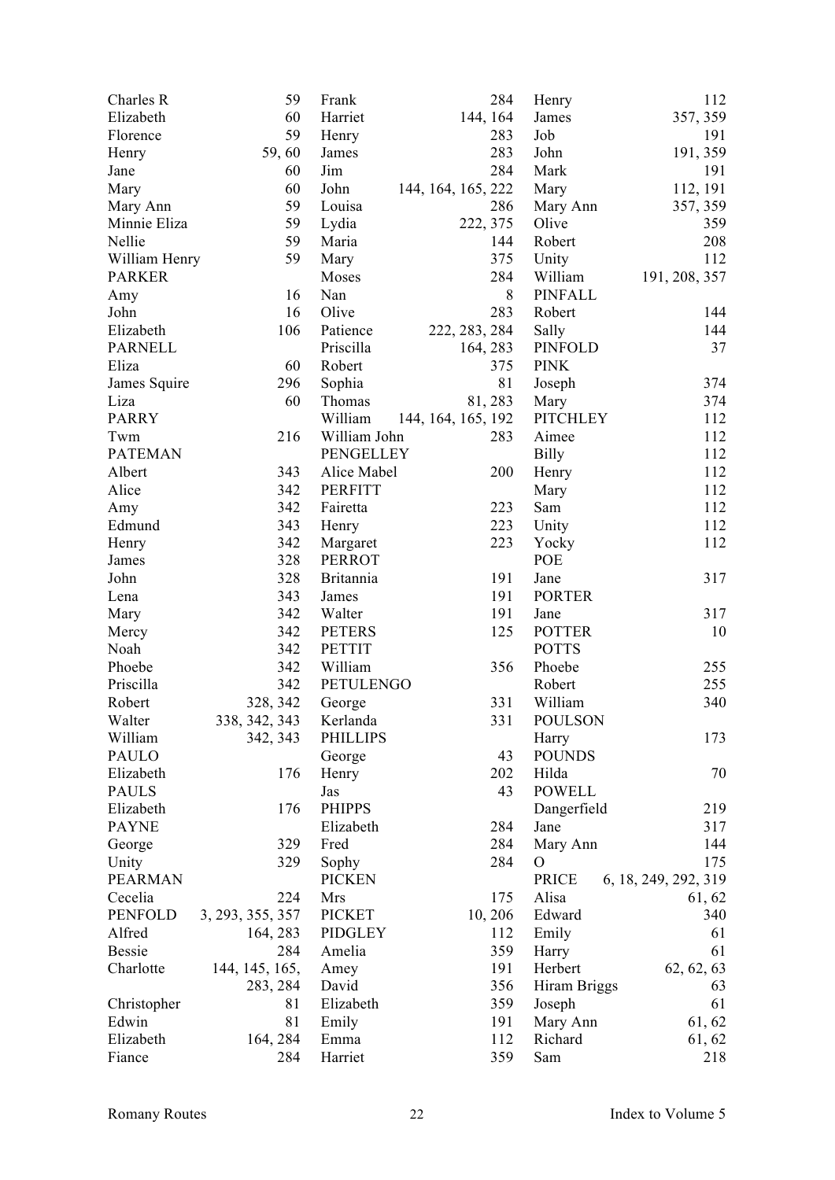| | |
|---|---|
| Charles R | 59 |
| Elizabeth | 60 |
| Florence | 59 |
| Henry | 59, 60 |
| Jane | 60 |
| Mary | 60 |
| Mary Ann | 59 |
| Minnie Eliza | 59 |
| Nellie | 59 |
| William Henry | 59 |
| PARKER | |
| Amy | 16 |
| John | 16 |
| Elizabeth | 106 |
| PARNELL | |
| Eliza | 60 |
| James Squire | 296 |
| Liza | 60 |
| PARRY | |
| Twm | 216 |
| PATEMAN | |
| Albert | 343 |
| Alice | 342 |
| Amy | 342 |
| Edmund | 343 |
| Henry | 342 |
| James | 328 |
| John | 328 |
| Lena | 343 |
| Mary | 342 |
| Mercy | 342 |
| Noah | 342 |
| Phoebe | 342 |
| Priscilla | 342 |
| Robert | 328, 342 |
| Walter | 338, 342, 343 |
| William | 342, 343 |
| PAULO | |
| Elizabeth | 176 |
| PAULS | |
| Elizabeth | 176 |
| PAYNE | |
| George | 329 |
| Unity | 329 |
| PEARMAN | |
| Cecelia | 224 |
| PENFOLD | 3, 293, 355, 357 |
| Alfred | 164, 283 |
| Bessie | 284 |
| Charlotte | 144, 145, 165, 283, 284 |
| Christopher | 81 |
| Edwin | 81 |
| Elizabeth | 164, 284 |
| Fiance | 284 |
| Frank | 284 |
| Harriet | 144, 164 |
| Henry | 283 |
| James | 283 |
| Jim | 284 |
| John | 144, 164, 165, 222 |
| Louisa | 286 |
| Lydia | 222, 375 |
| Maria | 144 |
| Mary | 375 |
| Moses | 284 |
| Nan | 8 |
| Olive | 283 |
| Patience | 222, 283, 284 |
| Priscilla | 164, 283 |
| Robert | 375 |
| Sophia | 81 |
| Thomas | 81, 283 |
| William | 144, 164, 165, 192 |
| William John | 283 |
| PENGELLEY | |
| Alice Mabel | 200 |
| PERFITT | |
| Fairetta | 223 |
| Henry | 223 |
| Margaret | 223 |
| PERROT | |
| Britannia | 191 |
| James | 191 |
| Walter | 191 |
| PETERS | 125 |
| PETTIT | |
| William | 356 |
| PETULENGO | |
| George | 331 |
| Kerlanda | 331 |
| PHILLIPS | |
| George | 43 |
| Henry | 202 |
| Jas | 43 |
| PHIPPS | |
| Elizabeth | 284 |
| Fred | 284 |
| Sophy | 284 |
| PICKEN | |
| Mrs | 175 |
| PICKET | 10, 206 |
| PIDGLEY | 112 |
| Amelia | 359 |
| Amey | 191 |
| David | 356 |
| Elizabeth | 359 |
| Emily | 191 |
| Emma | 112 |
| Harriet | 359 |
| Henry | 112 |
| James | 357, 359 |
| Job | 191 |
| John | 191, 359 |
| Mark | 191 |
| Mary | 112, 191 |
| Mary Ann | 357, 359 |
| Olive | 359 |
| Robert | 208 |
| Unity | 112 |
| William | 191, 208, 357 |
| PINFALL | |
| Robert | 144 |
| Sally | 144 |
| PINFOLD | 37 |
| PINK | |
| Joseph | 374 |
| Mary | 374 |
| PITCHLEY | 112 |
| Aimee | 112 |
| Billy | 112 |
| Henry | 112 |
| Mary | 112 |
| Sam | 112 |
| Unity | 112 |
| Yocky | 112 |
| POE | |
| Jane | 317 |
| PORTER | |
| Jane | 317 |
| POTTER | 10 |
| POTTS | |
| Phoebe | 255 |
| Robert | 255 |
| William | 340 |
| POULSON | |
| Harry | 173 |
| POUNDS | |
| Hilda | 70 |
| POWELL | |
| Dangerfield | 219 |
| Jane | 317 |
| Mary Ann | 144 |
| O | 175 |
| PRICE | 6, 18, 249, 292, 319 |
| Alisa | 61, 62 |
| Edward | 340 |
| Emily | 61 |
| Harry | 61 |
| Herbert | 62, 62, 63 |
| Hiram Briggs | 63 |
| Joseph | 61 |
| Mary Ann | 61, 62 |
| Richard | 61, 62 |
| Sam | 218 |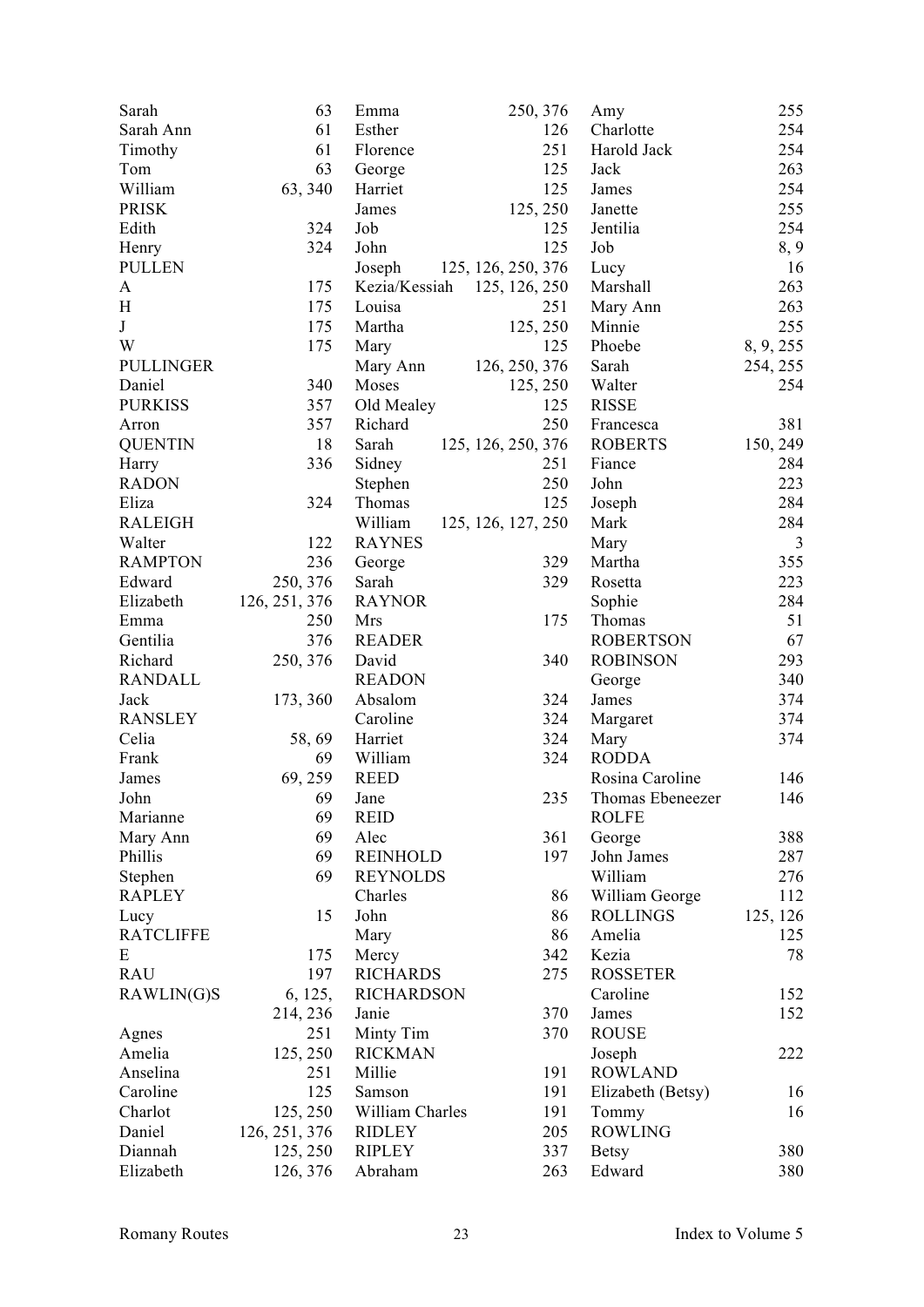| | |
|---|---|
| Sarah | 63 |
| Sarah Ann | 61 |
| Timothy | 61 |
| Tom | 63 |
| William | 63, 340 |
| PRISK | |
| Edith | 324 |
| Henry | 324 |
| PULLEN | |
| A | 175 |
| H | 175 |
| J | 175 |
| W | 175 |
| PULLINGER | |
| Daniel | 340 |
| PURKISS | 357 |
| Arron | 357 |
| QUENTIN | 18 |
| Harry | 336 |
| RADON | |
| Eliza | 324 |
| RALEIGH | |
| Walter | 122 |
| RAMPTON | 236 |
| Edward | 250, 376 |
| Elizabeth | 126, 251, 376 |
| Emma | 250 |
| Gentilia | 376 |
| Richard | 250, 376 |
| RANDALL | |
| Jack | 173, 360 |
| RANSLEY | |
| Celia | 58, 69 |
| Frank | 69 |
| James | 69, 259 |
| John | 69 |
| Marianne | 69 |
| Mary Ann | 69 |
| Phillis | 69 |
| Stephen | 69 |
| RAPLEY | |
| Lucy | 15 |
| RATCLIFFE | |
| E | 175 |
| RAU | 197 |
| RAWLIN(G)S | 6, 125, 214, 236 |
| Agnes | 251 |
| Amelia | 125, 250 |
| Anselina | 251 |
| Caroline | 125 |
| Charlot | 125, 250 |
| Daniel | 126, 251, 376 |
| Diannah | 125, 250 |
| Elizabeth | 126, 376 |
| Emma | 250, 376 |
| Esther | 126 |
| Florence | 251 |
| George | 125 |
| Harriet | 125 |
| James | 125, 250 |
| Job | 125 |
| John | 125 |
| Joseph | 125, 126, 250, 376 |
| Kezia/Kessiah | 125, 126, 250 |
| Louisa | 251 |
| Martha | 125, 250 |
| Mary | 125 |
| Mary Ann | 126, 250, 376 |
| Moses | 125, 250 |
| Old Mealey | 125 |
| Richard | 250 |
| Sarah | 125, 126, 250, 376 |
| Sidney | 251 |
| Stephen | 250 |
| Thomas | 125 |
| William | 125, 126, 127, 250 |
| RAYNES | |
| George | 329 |
| Sarah | 329 |
| RAYNOR | |
| Mrs | 175 |
| READER | |
| David | 340 |
| READON | |
| Absalom | 324 |
| Caroline | 324 |
| Harriet | 324 |
| William | 324 |
| REED | |
| Jane | 235 |
| REID | |
| Alec | 361 |
| REINHOLD | 197 |
| REYNOLDS | |
| Charles | 86 |
| John | 86 |
| Mary | 86 |
| Mercy | 342 |
| RICHARDS | 275 |
| RICHARDSON | |
| Janie | 370 |
| Minty Tim | 370 |
| RICKMAN | |
| Millie | 191 |
| Samson | 191 |
| William Charles | 191 |
| RIDLEY | 205 |
| RIPLEY | 337 |
| Abraham | 263 |
| Amy | 255 |
| Charlotte | 254 |
| Harold Jack | 254 |
| Jack | 263 |
| James | 254 |
| Janette | 255 |
| Jentilia | 254 |
| Job | 8, 9 |
| Lucy | 16 |
| Marshall | 263 |
| Mary Ann | 263 |
| Minnie | 255 |
| Phoebe | 8, 9, 255 |
| Sarah | 254, 255 |
| Walter | 254 |
| RISSE | |
| Francesca | 381 |
| ROBERTS | 150, 249 |
| Fiance | 284 |
| John | 223 |
| Joseph | 284 |
| Mark | 284 |
| Mary | 3 |
| Martha | 355 |
| Rosetta | 223 |
| Sophie | 284 |
| Thomas | 51 |
| ROBERTSON | 67 |
| ROBINSON | 293 |
| George | 340 |
| James | 374 |
| Margaret | 374 |
| Mary | 374 |
| RODDA | |
| Rosina Caroline | 146 |
| Thomas Ebeneezer | 146 |
| ROLFE | |
| George | 388 |
| John James | 287 |
| William | 276 |
| William George | 112 |
| ROLLINGS | 125, 126 |
| Amelia | 125 |
| Kezia | 78 |
| ROSSETER | |
| Caroline | 152 |
| James | 152 |
| ROUSE | |
| Joseph | 222 |
| ROWLAND | |
| Elizabeth (Betsy) | 16 |
| Tommy | 16 |
| ROWLING | |
| Betsy | 380 |
| Edward | 380 |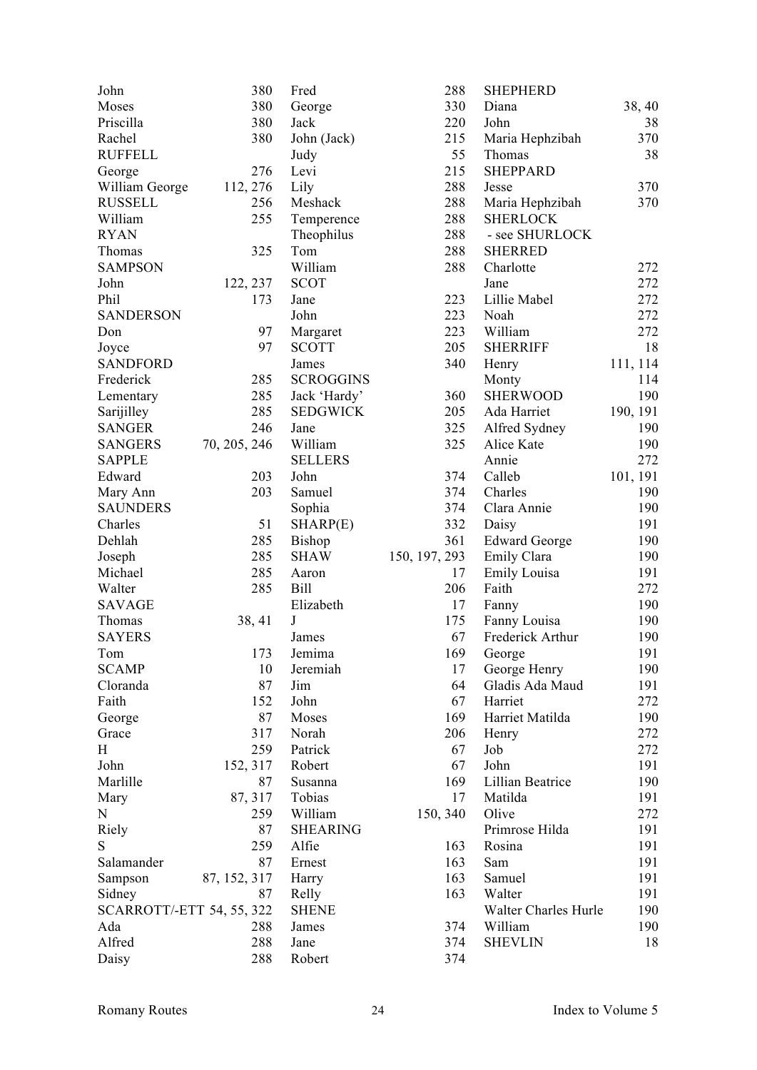John 380
Moses 380
Priscilla 380
Rachel 380
RUFFELL
George 276
William George 112, 276
RUSSELL 256
William 255
RYAN
Thomas 325
SAMPSON
John 122, 237
Phil 173
SANDERSON
Don 97
Joyce 97
SANDFORD
Frederick 285
Lementary 285
Sarijilley 285
SANGER 246
SANGERS 70, 205, 246
SAPPLE
Edward 203
Mary Ann 203
SAUNDERS
Charles 51
Dehlah 285
Joseph 285
Michael 285
Walter 285
SAVAGE
Thomas 38, 41
SAYERS
Tom 173
SCAMP 10
Cloranda 87
Faith 152
George 87
Grace 317
H 259
John 152, 317
Marlille 87
Mary 87, 317
N 259
Riely 87
S 259
Salamander 87
Sampson 87, 152, 317
Sidney 87
SCARROTT/-ETT 54, 55, 322
Ada 288
Alfred 288
Daisy 288
Fred 288
George 330
Jack 220
John (Jack) 215
Judy 55
Levi 215
Lily 288
Meshack 288
Temperence 288
Theophilus 288
Tom 288
William 288
SCOT
Jane 223
John 223
Margaret 223
SCOTT 205
James 340
SCROGGINS
Jack 'Hardy' 360
SEDGWICK 205
Jane 325
William 325
SELLERS
John 374
Samuel 374
Sophia 374
SHARP(E) 332
Bishop 361
SHAW 150, 197, 293
Aaron 17
Bill 206
Elizabeth 17
J 175
James 67
Jemima 169
Jeremiah 17
Jim 64
John 67
Moses 169
Norah 206
Patrick 67
Robert 67
Susanna 169
Tobias 17
William 150, 340
SHEARING
Alfie 163
Ernest 163
Harry 163
Relly 163
SHENE
James 374
Jane 374
Robert 374
SHEPHERD
Diana 38, 40
John 38
Maria Hephzibah 370
Thomas 38
SHEPPARD
Jesse 370
Maria Hephzibah 370
SHERLOCK
- see SHURLOCK
SHERRED
Charlotte 272
Jane 272
Lillie Mabel 272
Noah 272
William 272
SHERRIFF 18
Henry 111, 114
Monty 114
SHERWOOD 190
Ada Harriet 190, 191
Alfred Sydney 190
Alice Kate 190
Annie 272
Calleb 101, 191
Charles 190
Clara Annie 190
Daisy 191
Edward George 190
Emily Clara 190
Emily Louisa 191
Faith 272
Fanny 190
Fanny Louisa 190
Frederick Arthur 190
George 191
George Henry 190
Gladis Ada Maud 191
Harriet 272
Harriet Matilda 190
Henry 272
Job 272
John 191
Lillian Beatrice 190
Matilda 191
Olive 272
Primrose Hilda 191
Rosina 191
Sam 191
Samuel 191
Walter 191
Walter Charles Hurle 190
William 190
SHEVLIN 18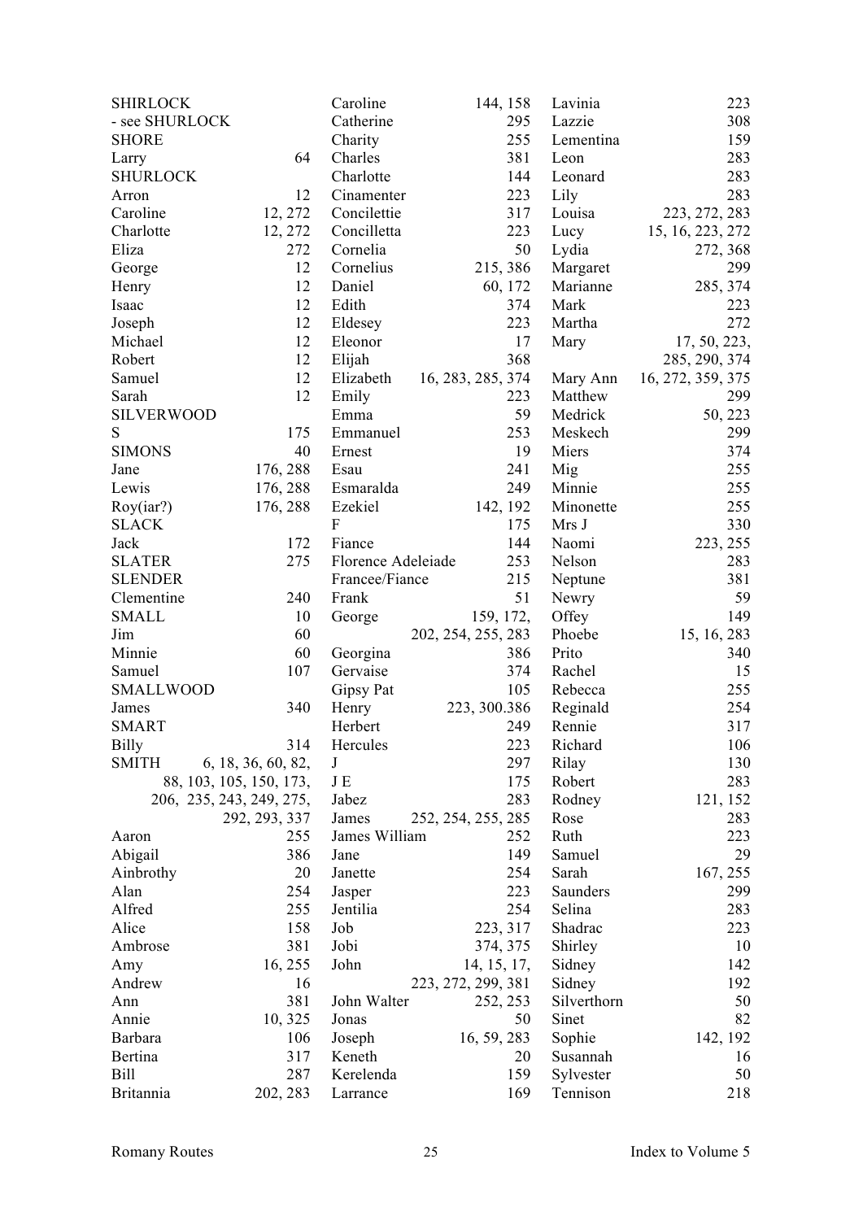SHIRLOCK
- see SHURLOCK

SHORE
Larry 64

SHURLOCK
Arron 12
Caroline 12, 272
Charlotte 12, 272
Eliza 272
George 12
Henry 12
Isaac 12
Joseph 12
Michael 12
Robert 12
Samuel 12
Sarah 12

SILVERWOOD
S 175

SIMONS 40
Jane 176, 288
Lewis 176, 288
Roy(iar?) 176, 288

SLACK
Jack 172

SLATER 275

SLENDER
Clementine 240

SMALL 10
Jim 60
Minnie 60
Samuel 107

SMALLWOOD
James 340

SMART
Billy 314

SMITH 6, 18, 36, 60, 82, 88, 103, 105, 150, 173, 206, 235, 243, 249, 275, 292, 293, 337
Aaron 255
Abigail 386
Ainbrothy 20
Alan 254
Alfred 255
Alice 158
Ambrose 381
Amy 16, 255
Andrew 16
Ann 381
Annie 10, 325
Barbara 106
Bertina 317
Bill 287
Britannia 202, 283
Caroline 144, 158
Catherine 295
Charity 255
Charles 381
Charlotte 144
Cinamenter 223
Concilettie 317
Concilletta 223
Cornelia 50
Cornelius 215, 386
Daniel 60, 172
Edith 374
Eldesey 223
Eleonor 17
Elijah 368
Elizabeth 16, 283, 285, 374
Emily 223
Emma 59
Emmanuel 253
Ernest 19
Esau 241
Esmaralda 249
Ezekiel 142, 192
F 175
Fiance 144
Florence Adeleiade 253
Francee/Fiance 215
Frank 51
George 159, 172, 202, 254, 255, 283
Georgina 386
Gervaise 374
Gipsy Pat 105
Henry 223, 300.386
Herbert 249
Hercules 223
J 297
J E 175
Jabez 283
James 252, 254, 255, 285
James William 252
Jane 149
Janette 254
Jasper 223
Jentilia 254
Job 223, 317
Jobi 374, 375
John 14, 15, 17, 223, 272, 299, 381
John Walter 252, 253
Jonas 50
Joseph 16, 59, 283
Keneth 20
Kerelenda 159
Larrance 169
Lavinia 223
Lazzie 308
Lementina 159
Leon 283
Leonard 283
Lily 283
Louisa 223, 272, 283
Lucy 15, 16, 223, 272
Lydia 272, 368
Margaret 299
Marianne 285, 374
Mark 223
Martha 272
Mary 17, 50, 223, 285, 290, 374
Mary Ann 16, 272, 359, 375
Matthew 299
Medrick 50, 223
Meskech 299
Miers 374
Mig 255
Minnie 255
Minonette 255
Mrs J 330
Naomi 223, 255
Nelson 283
Neptune 381
Newry 59
Offey 149
Phoebe 15, 16, 283
Prito 340
Rachel 15
Rebecca 255
Reginald 254
Rennie 317
Richard 106
Rilay 130
Robert 283
Rodney 121, 152
Rose 283
Ruth 223
Samuel 29
Sarah 167, 255
Saunders 299
Selina 283
Shadrac 223
Shirley 10
Sidney 142
Sidney 192
Silverthorn 50
Sinet 82
Sophie 142, 192
Susannah 16
Sylvester 50
Tennison 218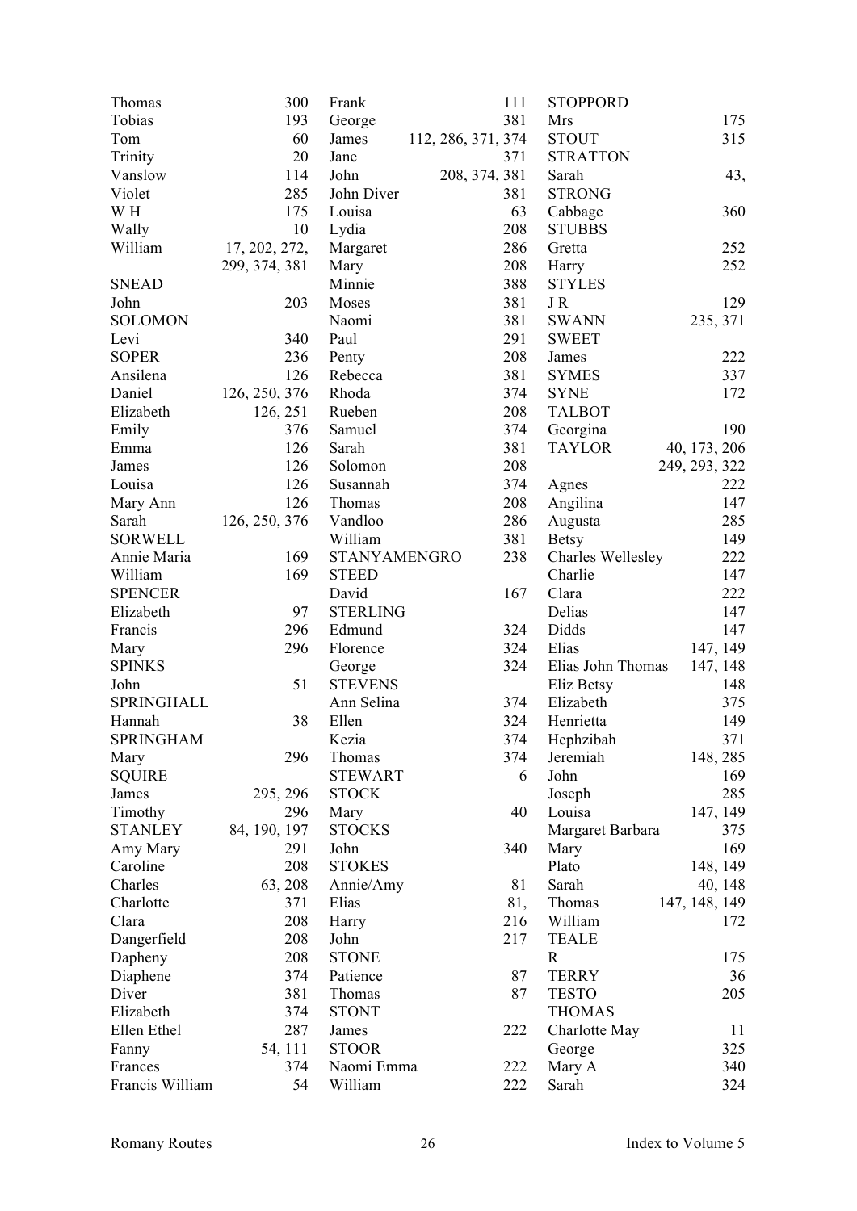Thomas 300
Tobias 193
Tom 60
Trinity 20
Vanslow 114
Violet 285
W H 175
Wally 10
William 17, 202, 272, 299, 374, 381

SNEAD
John 203

SOLOMON
Levi 340

SOPER 236
Ansilena 126
Daniel 126, 250, 376
Elizabeth 126, 251
Emily 376
Emma 126
James 126
Louisa 126
Mary Ann 126
Sarah 126, 250, 376

SORWELL
Annie Maria 169
William 169

SPENCER
Elizabeth 97
Francis 296
Mary 296

SPINKS
John 51

SPRINGHALL
Hannah 38

SPRINGHAM
Mary 296

SQUIRE
James 295, 296
Timothy 296

STANLEY 84, 190, 197
Amy Mary 291
Caroline 208
Charles 63, 208
Charlotte 371
Clara 208
Dangerfield 208
Dapheny 208
Diaphene 374
Diver 381
Elizabeth 374
Ellen Ethel 287
Fanny 54, 111
Frances 374
Francis William 54
Frank 111
George 381
James 112, 286, 371, 374
Jane 371
John 208, 374, 381
John Diver 381
Louisa 63
Lydia 208
Margaret 286
Mary 208
Minnie 388
Moses 381
Naomi 381
Paul 291
Penty 208
Rebecca 381
Rhoda 374
Rueben 208
Samuel 374
Sarah 381
Solomon 208
Susannah 374
Thomas 208
Vandloo 286
William 381

STANYAMENGRO 238

STEED
David 167

STERLING
Edmund 324
Florence 324
George 324

STEVENS
Ann Selina 374
Ellen 324
Kezia 374
Thomas 374

STEWART 6

STOCK
Mary 40

STOCKS
John 340

STOKES
Annie/Amy 81
Elias 81,
Harry 216
John 217

STONE
Patience 87
Thomas 87

STONT
James 222

STOOR
Naomi Emma 222
William 222

STOPPORD
Mrs 175

STOUT 315

STRATTON
Sarah 43,

STRONG
Cabbage 360

STUBBS
Gretta 252
Harry 252

STYLES
J R 129

SWANN 235, 371

SWEET
James 222

SYMES 337

SYNE 172

TALBOT
Georgina 190

TAYLOR 40, 173, 206, 249, 293, 322
Agnes 222
Angilina 147
Augusta 285
Betsy 149
Charles Wellesley 222
Charlie 147
Clara 222
Delias 147
Didds 147
Elias 147, 149
Elias John Thomas 147, 148
Eliz Betsy 148
Elizabeth 375
Henrietta 149
Hephzibah 371
Jeremiah 148, 285
John 169
Joseph 285
Louisa 147, 149
Margaret Barbara 375
Mary 169
Plato 148, 149
Sarah 40, 148
Thomas 147, 148, 149
William 172

TEALE
R 175

TERRY 36

TESTO 205

THOMAS
Charlotte May 11
George 325
Mary A 340
Sarah 324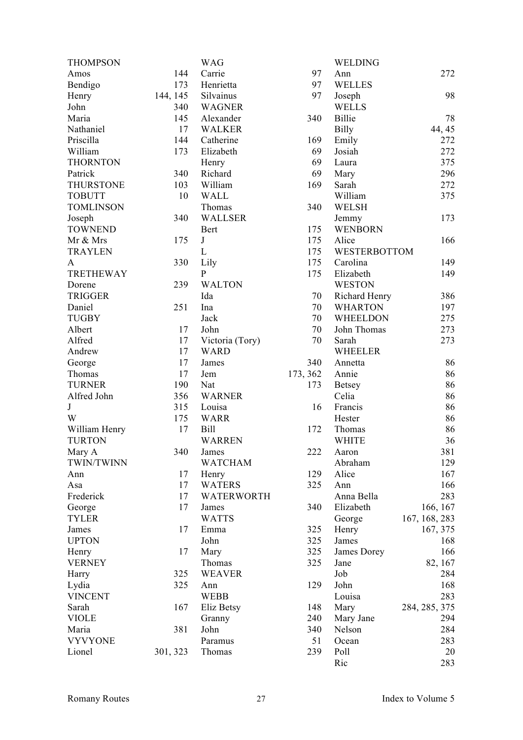| Name | Pages |
|---|---|
| THOMPSON | |
| Amos | 144 |
| Bendigo | 173 |
| Henry | 144, 145 |
| John | 340 |
| Maria | 145 |
| Nathaniel | 17 |
| Priscilla | 144 |
| William | 173 |
| THORNTON | |
| Patrick | 340 |
| THURSTONE | 103 |
| TOBUTT | 10 |
| TOMLINSON | |
| Joseph | 340 |
| TOWNEND | |
| Mr & Mrs | 175 |
| TRAYLEN | |
| A | 330 |
| TRETHEWAY | |
| Dorene | 239 |
| TRIGGER | |
| Daniel | 251 |
| TUGBY | |
| Albert | 17 |
| Alfred | 17 |
| Andrew | 17 |
| George | 17 |
| Thomas | 17 |
| TURNER | 190 |
| Alfred John | 356 |
| J | 315 |
| W | 175 |
| William Henry | 17 |
| TURTON | |
| Mary A | 340 |
| TWIN/TWINN | |
| Ann | 17 |
| Asa | 17 |
| Frederick | 17 |
| George | 17 |
| TYLER | |
| James | 17 |
| UPTON | |
| Henry | 17 |
| VERNEY | |
| Harry | 325 |
| Lydia | 325 |
| VINCENT | |
| Sarah | 167 |
| VIOLE | |
| Maria | 381 |
| VYVYONE | |
| Lionel | 301, 323 |
| WAG | |
| Carrie | 97 |
| Henrietta | 97 |
| Silvainus | 97 |
| WAGNER | |
| Alexander | 340 |
| WALKER | |
| Catherine | 169 |
| Elizabeth | 69 |
| Henry | 69 |
| Richard | 69 |
| William | 169 |
| WALL | |
| Thomas | 340 |
| WALLSER | |
| Bert | 175 |
| J | 175 |
| L | 175 |
| Lily | 175 |
| P | 175 |
| WALTON | |
| Ida | 70 |
| Ina | 70 |
| Jack | 70 |
| John | 70 |
| Victoria (Tory) | 70 |
| WARD | |
| James | 340 |
| Jem | 173, 362 |
| Nat | 173 |
| WARNER | |
| Louisa | 16 |
| WARR | |
| Bill | 172 |
| WARREN | |
| James | 222 |
| WATCHAM | |
| Henry | 129 |
| WATERS | 325 |
| WATERWORTH | |
| James | 340 |
| WATTS | |
| Emma | 325 |
| John | 325 |
| Mary | 325 |
| Thomas | 325 |
| WEAVER | |
| Ann | 129 |
| WEBB | |
| Eliz Betsy | 148 |
| Granny | 240 |
| John | 340 |
| Paramus | 51 |
| Thomas | 239 |
| WELDING | |
| Ann | 272 |
| WELLES | |
| Joseph | 98 |
| WELLS | |
| Billie | 78 |
| Billy | 44, 45 |
| Emily | 272 |
| Josiah | 272 |
| Laura | 375 |
| Mary | 296 |
| Sarah | 272 |
| William | 375 |
| WELSH | |
| Jemmy | 173 |
| WENBORN | |
| Alice | 166 |
| WESTERBOTTOM | |
| Carolina | 149 |
| Elizabeth | 149 |
| WESTON | |
| Richard Henry | 386 |
| WHARTON | 197 |
| WHEELDON | 275 |
| John Thomas | 273 |
| Sarah | 273 |
| WHEELER | |
| Annetta | 86 |
| Annie | 86 |
| Betsey | 86 |
| Celia | 86 |
| Francis | 86 |
| Hester | 86 |
| Thomas | 86 |
| WHITE | 36 |
| Aaron | 381 |
| Abraham | 129 |
| Alice | 167 |
| Ann | 166 |
| Anna Bella | 283 |
| Elizabeth | 166, 167 |
| George | 167, 168, 283 |
| Henry | 167, 375 |
| James | 168 |
| James Dorey | 166 |
| Jane | 82, 167 |
| Job | 284 |
| John | 168 |
| Louisa | 283 |
| Mary | 284, 285, 375 |
| Mary Jane | 294 |
| Nelson | 284 |
| Ocean | 283 |
| Poll | 20 |
| Ric | 283 |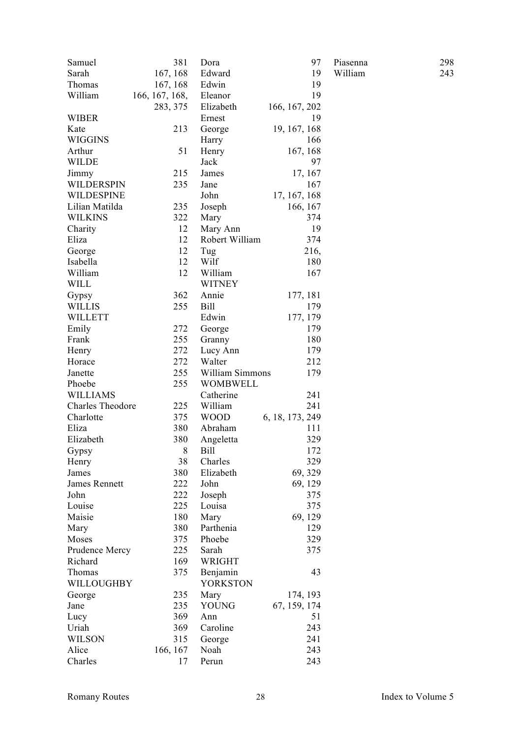| | |
|---|---|
| Samuel | 381 |
| Sarah | 167, 168 |
| Thomas | 167, 168 |
| William | 166, 167, 168, 283, 375 |
| WIBER | |
| Kate | 213 |
| WIGGINS | |
| Arthur | 51 |
| WILDE | |
| Jimmy | 215 |
| WILDERSPIN | 235 |
| WILDESPINE | |
| Lilian Matilda | 235 |
| WILKINS | 322 |
| Charity | 12 |
| Eliza | 12 |
| George | 12 |
| Isabella | 12 |
| William | 12 |
| WILL | |
| Gypsy | 362 |
| WILLIS | 255 |
| WILLETT | |
| Emily | 272 |
| Frank | 255 |
| Henry | 272 |
| Horace | 272 |
| Janette | 255 |
| Phoebe | 255 |
| WILLIAMS | |
| Charles Theodore | 225 |
| Charlotte | 375 |
| Eliza | 380 |
| Elizabeth | 380 |
| Gypsy | 8 |
| Henry | 38 |
| James | 380 |
| James Rennett | 222 |
| John | 222 |
| Louise | 225 |
| Maisie | 180 |
| Mary | 380 |
| Moses | 375 |
| Prudence Mercy | 225 |
| Richard | 169 |
| Thomas | 375 |
| WILLOUGHBY | |
| George | 235 |
| Jane | 235 |
| Lucy | 369 |
| Uriah | 369 |
| WILSON | 315 |
| Alice | 166, 167 |
| Charles | 17 |
| Dora | 97 |
| Edward | 19 |
| Edwin | 19 |
| Eleanor | 19 |
| Elizabeth | 166, 167, 202 |
| Ernest | 19 |
| George | 19, 167, 168 |
| Harry | 166 |
| Henry | 167, 168 |
| Jack | 97 |
| James | 17, 167 |
| Jane | 167 |
| John | 17, 167, 168 |
| Joseph | 166, 167 |
| Mary | 374 |
| Mary Ann | 19 |
| Robert William | 374 |
| Tug | 216, |
| Wilf | 180 |
| William | 167 |
| WITNEY | |
| Annie | 177, 181 |
| Bill | 179 |
| Edwin | 177, 179 |
| George | 179 |
| Granny | 180 |
| Lucy Ann | 179 |
| Walter | 212 |
| William Simmons | 179 |
| WOMBWELL | |
| Catherine | 241 |
| William | 241 |
| WOOD | 6, 18, 173, 249 |
| Abraham | 111 |
| Angeletta | 329 |
| Bill | 172 |
| Charles | 329 |
| Elizabeth | 69, 329 |
| John | 69, 129 |
| Joseph | 375 |
| Louisa | 375 |
| Mary | 69, 129 |
| Parthenia | 129 |
| Phoebe | 329 |
| Sarah | 375 |
| WRIGHT | |
| Benjamin | 43 |
| YORKSTON | |
| Mary | 174, 193 |
| YOUNG | 67, 159, 174 |
| Ann | 51 |
| Caroline | 243 |
| George | 241 |
| Noah | 243 |
| Perun | 243 |
| Piasenna | 298 |
| William | 243 |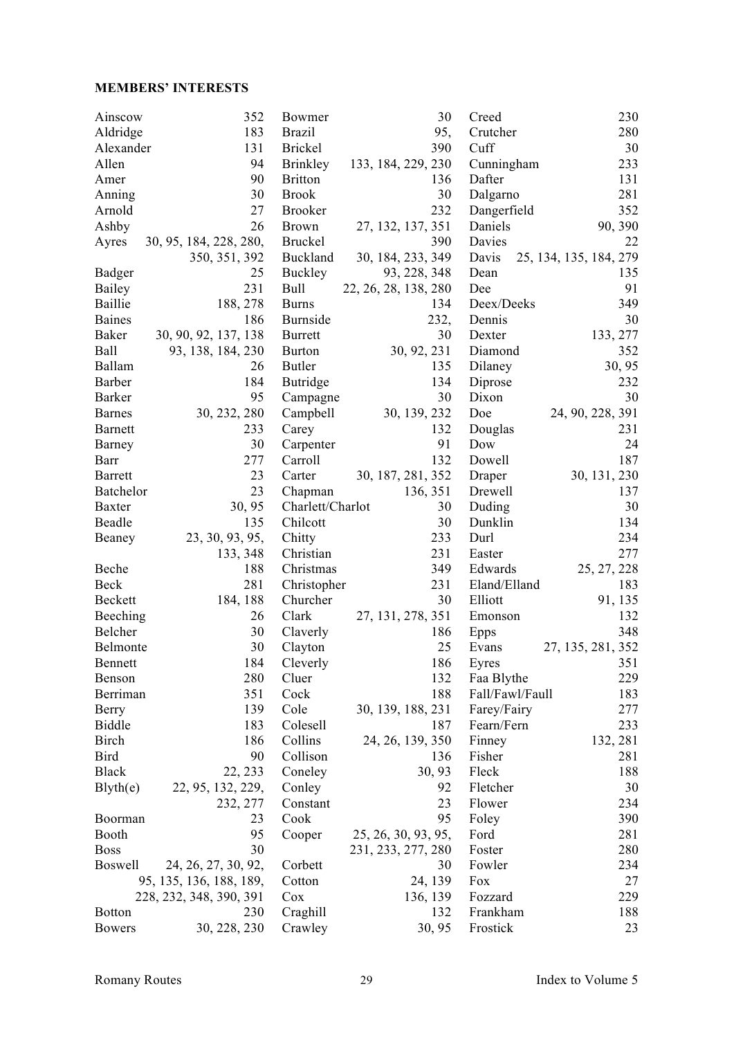**MEMBERS' INTERESTS**

Ainscow 352
Aldridge 183
Alexander 131
Allen 94
Amer 90
Anning 30
Arnold 27
Ashby 26
Ayres 30, 95, 184, 228, 280, 350, 351, 392
Badger 25
Bailey 231
Baillie 188, 278
Baines 186
Baker 30, 90, 92, 137, 138
Ball 93, 138, 184, 230
Ballam 26
Barber 184
Barker 95
Barnes 30, 232, 280
Barnett 233
Barney 30
Barr 277
Barrett 23
Batchelor 23
Baxter 30, 95
Beadle 135
Beaney 23, 30, 93, 95, 133, 348
Beche 188
Beck 281
Beckett 184, 188
Beeching 26
Belcher 30
Belmonte 30
Bennett 184
Benson 280
Berriman 351
Berry 139
Biddle 183
Birch 186
Bird 90
Black 22, 233
Blyth(e) 22, 95, 132, 229, 232, 277
Boorman 23
Booth 95
Boss 30
Boswell 24, 26, 27, 30, 92, 95, 135, 136, 188, 189, 228, 232, 348, 390, 391
Botton 230
Bowers 30, 228, 230
Bowmer 30
Brazil 95,
Brickel 390
Brinkley 133, 184, 229, 230
Britton 136
Brook 30
Brooker 232
Brown 27, 132, 137, 351
Bruckel 390
Buckland 30, 184, 233, 349
Buckley 93, 228, 348
Bull 22, 26, 28, 138, 280
Burns 134
Burnside 232,
Burrett 30
Burton 30, 92, 231
Butler 135
Butridge 134
Campagne 30
Campbell 30, 139, 232
Carey 132
Carpenter 91
Carroll 132
Carter 30, 187, 281, 352
Chapman 136, 351
Charlett/Charlot 30
Chilcott 30
Chitty 233
Christian 231
Christmas 349
Christopher 231
Churcher 30
Clark 27, 131, 278, 351
Claverly 186
Clayton 25
Cleverly 186
Cluer 132
Cock 188
Cole 30, 139, 188, 231
Colesell 187
Collins 24, 26, 139, 350
Collison 136
Coneley 30, 93
Conley 92
Constant 23
Cook 95
Cooper 25, 26, 30, 93, 95, 231, 233, 277, 280
Corbett 30
Cotton 24, 139
Cox 136, 139
Craghill 132
Crawley 30, 95
Creed 230
Crutcher 280
Cuff 30
Cunningham 233
Dafter 131
Dalgarno 281
Dangerfield 352
Daniels 90, 390
Davies 22
Davis 25, 134, 135, 184, 279
Dean 135
Dee 91
Deex/Deeks 349
Dennis 30
Dexter 133, 277
Diamond 352
Dilaney 30, 95
Diprose 232
Dixon 30
Doe 24, 90, 228, 391
Douglas 231
Dow 24
Dowell 187
Draper 30, 131, 230
Drewell 137
Duding 30
Dunklin 134
Durl 234
Easter 277
Edwards 25, 27, 228
Eland/Elland 183
Elliott 91, 135
Emonson 132
Epps 348
Evans 27, 135, 281, 352
Eyres 351
Faa Blythe 229
Fall/Fawl/Faull 183
Farey/Fairy 277
Fearn/Fern 233
Finney 132, 281
Fisher 281
Fleck 188
Fletcher 30
Flower 234
Foley 390
Ford 281
Foster 280
Fowler 234
Fox 27
Fozzard 229
Frankham 188
Frostick 23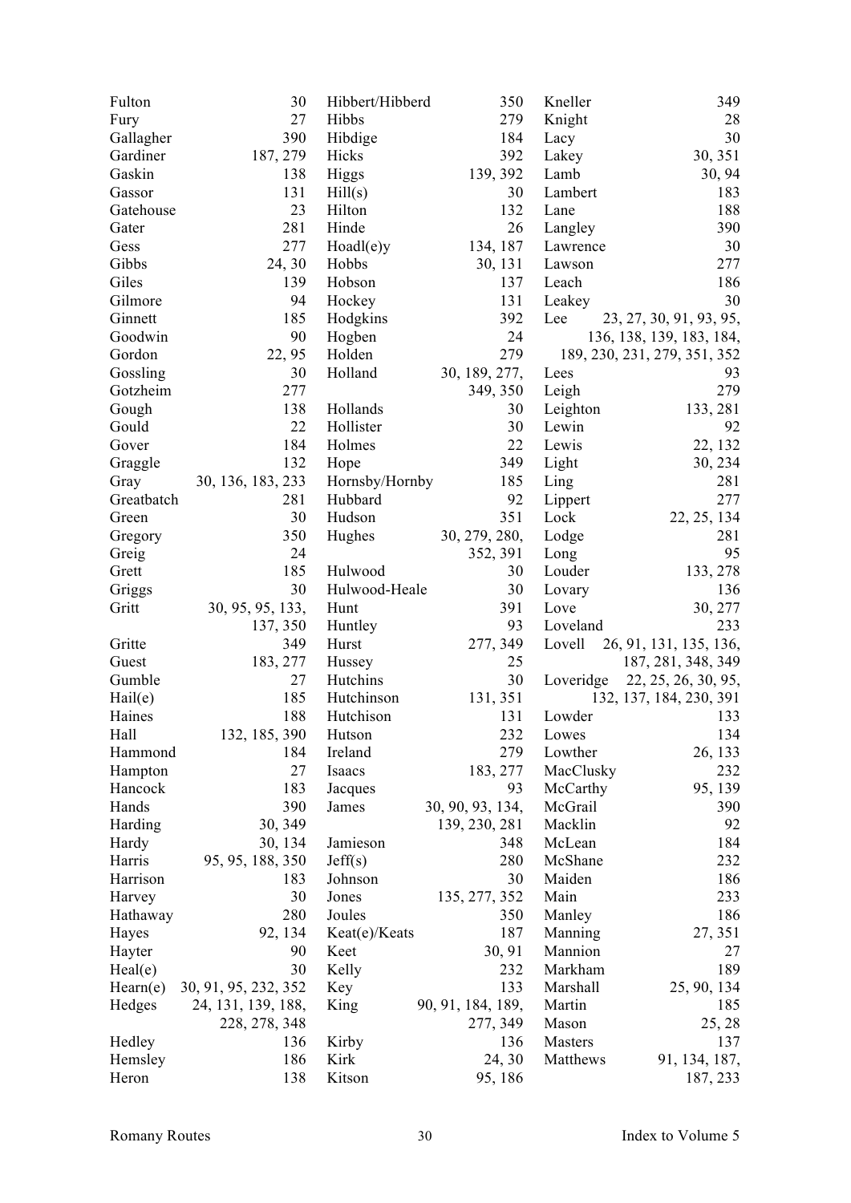Fulton 30
Fury 27
Gallagher 390
Gardiner 187, 279
Gaskin 138
Gassor 131
Gatehouse 23
Gater 281
Gess 277
Gibbs 24, 30
Giles 139
Gilmore 94
Ginnett 185
Goodwin 90
Gordon 22, 95
Gossling 30
Gotzheim 277
Gough 138
Gould 22
Gover 184
Graggle 132
Gray 30, 136, 183, 233
Greatbatch 281
Green 30
Gregory 350
Greig 24
Grett 185
Griggs 30
Gritt 30, 95, 95, 133, 137, 350
Gritte 349
Guest 183, 277
Gumble 27
Hail(e) 185
Haines 188
Hall 132, 185, 390
Hammond 184
Hampton 27
Hancock 183
Hands 390
Harding 30, 349
Hardy 30, 134
Harris 95, 95, 188, 350
Harrison 183
Harvey 30
Hathaway 280
Hayes 92, 134
Hayter 90
Heal(e) 30
Hearn(e) 30, 91, 95, 232, 352
Hedges 24, 131, 139, 188, 228, 278, 348
Hedley 136
Hemsley 186
Heron 138

Hibbert/Hibberd 350
Hibbs 279
Hibdige 184
Hicks 392
Higgs 139, 392
Hill(s) 30
Hilton 132
Hinde 26
Hoadl(e)y 134, 187
Hobbs 30, 131
Hobson 137
Hockey 131
Hodgkins 392
Hogben 24
Holden 279
Holland 30, 189, 277, 349, 350
Hollands 30
Hollister 30
Holmes 22
Hope 349
Hornsby/Hornby 185
Hubbard 92
Hudson 351
Hughes 30, 279, 280, 352, 391
Hulwood 30
Hulwood-Heale 30
Hunt 391
Huntley 93
Hurst 277, 349
Hussey 25
Hutchins 30
Hutchinson 131, 351
Hutchison 131
Hutson 232
Ireland 279
Isaacs 183, 277
Jacques 93
James 30, 90, 93, 134, 139, 230, 281
Jamieson 348
Jeff(s) 280
Johnson 30
Jones 135, 277, 352
Joules 350
Keat(e)/Keats 187
Keet 30, 91
Kelly 232
Key 133
King 90, 91, 184, 189, 277, 349
Kirby 136
Kirk 24, 30
Kitson 95, 186

Kneller 349
Knight 28
Lacy 30
Lakey 30, 351
Lamb 30, 94
Lambert 183
Lane 188
Langley 390
Lawrence 30
Lawson 277
Leach 186
Leakey 30
Lee 23, 27, 30, 91, 93, 95, 136, 138, 139, 183, 184, 189, 230, 231, 279, 351, 352
Lees 93
Leigh 279
Leighton 133, 281
Lewin 92
Lewis 22, 132
Light 30, 234
Ling 281
Lippert 277
Lock 22, 25, 134
Lodge 281
Long 95
Louder 133, 278
Lovary 136
Love 30, 277
Loveland 233
Lovell 26, 91, 131, 135, 136, 187, 281, 348, 349
Loveridge 22, 25, 26, 30, 95, 132, 137, 184, 230, 391
Lowder 133
Lowes 134
Lowther 26, 133
MacClusky 232
McCarthy 95, 139
McGrail 390
Macklin 92
McLean 184
McShane 232
Maiden 186
Main 233
Manley 186
Manning 27, 351
Mannion 27
Markham 189
Marshall 25, 90, 134
Martin 185
Mason 25, 28
Masters 137
Matthews 91, 134, 187, 187, 233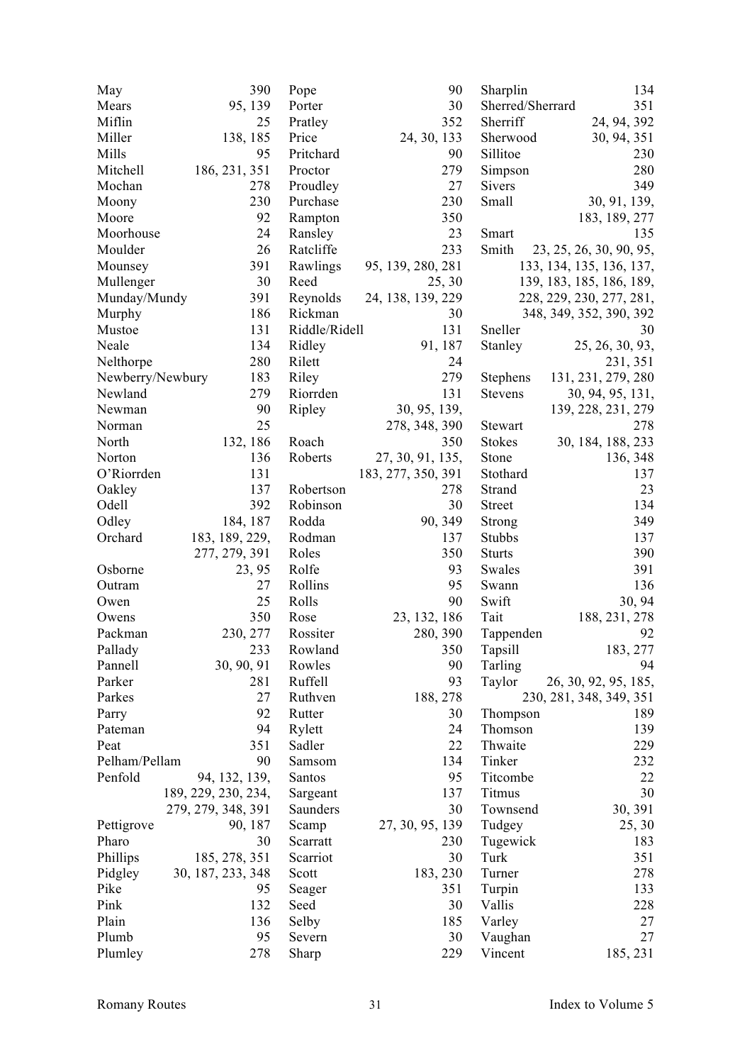May 390
Mears 95, 139
Miflin 25
Miller 138, 185
Mills 95
Mitchell 186, 231, 351
Mochan 278
Moony 230
Moore 92
Moorhouse 24
Moulder 26
Mounsey 391
Mullenger 30
Munday/Mundy 391
Murphy 186
Mustoe 131
Neale 134
Nelthorpe 280
Newberry/Newbury 183
Newland 279
Newman 90
Norman 25
North 132, 186
Norton 136
O'Riorrden 131
Oakley 137
Odell 392
Odley 184, 187
Orchard 183, 189, 229, 277, 279, 391
Osborne 23, 95
Outram 27
Owen 25
Owens 350
Packman 230, 277
Pallady 233
Pannell 30, 90, 91
Parker 281
Parkes 27
Parry 92
Pateman 94
Peat 351
Pelham/Pellam 90
Penfold 94, 132, 139, 189, 229, 230, 234, 279, 279, 348, 391
Pettigrove 90, 187
Pharo 30
Phillips 185, 278, 351
Pidgley 30, 187, 233, 348
Pike 95
Pink 132
Plain 136
Plumb 95
Plumley 278
Pope 90
Porter 30
Pratley 352
Price 24, 30, 133
Pritchard 90
Proctor 279
Proudley 27
Purchase 230
Rampton 350
Ransley 23
Ratcliffe 233
Rawlings 95, 139, 280, 281
Reed 25, 30
Reynolds 24, 138, 139, 229
Rickman 30
Riddle/Ridell 131
Ridley 91, 187
Rilett 24
Riley 279
Riorrden 131
Ripley 30, 95, 139, 278, 348, 390
Roach 350
Roberts 27, 30, 91, 135, 183, 277, 350, 391
Robertson 278
Robinson 30
Rodda 90, 349
Rodman 137
Roles 350
Rolfe 93
Rollins 95
Rolls 90
Rose 23, 132, 186
Rossiter 280, 390
Rowland 350
Rowles 90
Ruffell 93
Ruthven 188, 278
Rutter 30
Rylett 24
Sadler 22
Samsom 134
Santos 95
Sargeant 137
Saunders 30
Scamp 27, 30, 95, 139
Scarratt 230
Scarriot 30
Scott 183, 230
Seager 351
Seed 30
Selby 185
Severn 30
Sharp 229
Sharplin 134
Sherred/Sherrard 351
Sherriff 24, 94, 392
Sherwood 30, 94, 351
Sillitoe 230
Simpson 280
Sivers 349
Small 30, 91, 139, 183, 189, 277
Smart 135
Smith 23, 25, 26, 30, 90, 95, 133, 134, 135, 136, 137, 139, 183, 185, 186, 189, 228, 229, 230, 277, 281, 348, 349, 352, 390, 392
Sneller 30
Stanley 25, 26, 30, 93, 231, 351
Stephens 131, 231, 279, 280
Stevens 30, 94, 95, 131, 139, 228, 231, 279
Stewart 278
Stokes 30, 184, 188, 233
Stone 136, 348
Stothard 137
Strand 23
Street 134
Strong 349
Stubbs 137
Sturts 390
Swales 391
Swann 136
Swift 30, 94
Tait 188, 231, 278
Tappenden 92
Tapsill 183, 277
Tarling 94
Taylor 26, 30, 92, 95, 185, 230, 281, 348, 349, 351
Thompson 189
Thomson 139
Thwaite 229
Tinker 232
Titcombe 22
Titmus 30
Townsend 30, 391
Tudgey 25, 30
Tugewick 183
Turk 351
Turner 278
Turpin 133
Vallis 228
Varley 27
Vaughan 27
Vincent 185, 231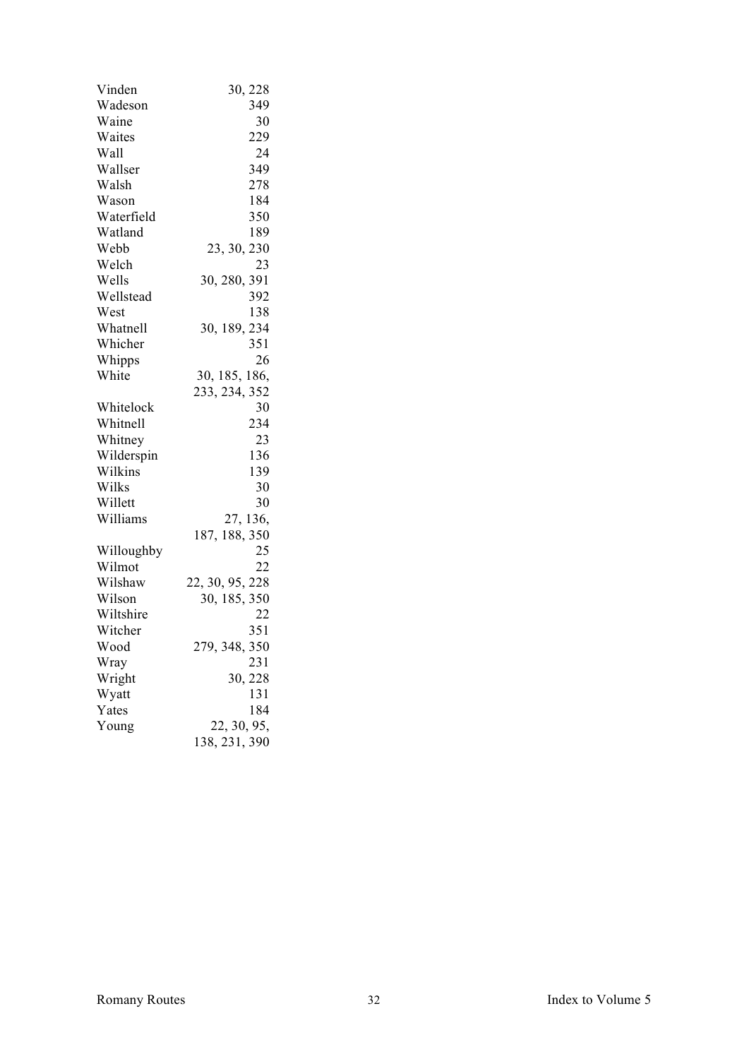| | |
|---|---|
| Vinden | 30, 228 |
| Wadeson | 349 |
| Waine | 30 |
| Waites | 229 |
| Wall | 24 |
| Wallser | 349 |
| Walsh | 278 |
| Wason | 184 |
| Waterfield | 350 |
| Watland | 189 |
| Webb | 23, 30, 230 |
| Welch | 23 |
| Wells | 30, 280, 391 |
| Wellstead | 392 |
| West | 138 |
| Whatnell | 30, 189, 234 |
| Whicher | 351 |
| Whipps | 26 |
| White | 30, 185, 186, 233, 234, 352 |
| Whitelock | 30 |
| Whitnell | 234 |
| Whitney | 23 |
| Wilderspin | 136 |
| Wilkins | 139 |
| Wilks | 30 |
| Willett | 30 |
| Williams | 27, 136, 187, 188, 350 |
| Willoughby | 25 |
| Wilmot | 22 |
| Wilshaw | 22, 30, 95, 228 |
| Wilson | 30, 185, 350 |
| Wiltshire | 22 |
| Witcher | 351 |
| Wood | 279, 348, 350 |
| Wray | 231 |
| Wright | 30, 228 |
| Wyatt | 131 |
| Yates | 184 |
| Young | 22, 30, 95, 138, 231, 390 |